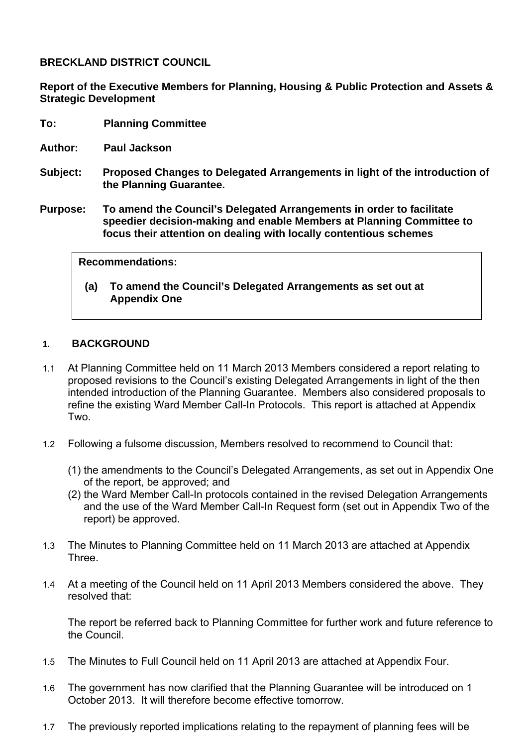**BRECKLAND DISTRICT COUNCIL**

**Report of the Executive Members for Planning, Housing & Public Protection and Assets & Strategic Development**

**To:** **Planning Committee**

**Author:** **Paul Jackson**

**Subject:** **Proposed Changes to Delegated Arrangements in light of the introduction of the Planning Guarantee.**

**Purpose:** **To amend the Council's Delegated Arrangements in order to facilitate speedier decision-making and enable Members at Planning Committee to focus their attention on dealing with locally contentious schemes**

**Recommendations:**

**(a) To amend the Council's Delegated Arrangements as set out at Appendix One**

## 1. BACKGROUND

1.1 At Planning Committee held on 11 March 2013 Members considered a report relating to proposed revisions to the Council's existing Delegated Arrangements in light of the then intended introduction of the Planning Guarantee. Members also considered proposals to refine the existing Ward Member Call-In Protocols. This report is attached at Appendix Two.

1.2 Following a fulsome discussion, Members resolved to recommend to Council that:

(1) the amendments to the Council's Delegated Arrangements, as set out in Appendix One of the report, be approved; and
(2) the Ward Member Call-In protocols contained in the revised Delegation Arrangements and the use of the Ward Member Call-In Request form (set out in Appendix Two of the report) be approved.

1.3 The Minutes to Planning Committee held on 11 March 2013 are attached at Appendix Three.

1.4 At a meeting of the Council held on 11 April 2013 Members considered the above. They resolved that:

The report be referred back to Planning Committee for further work and future reference to the Council.

1.5 The Minutes to Full Council held on 11 April 2013 are attached at Appendix Four.

1.6 The government has now clarified that the Planning Guarantee will be introduced on 1 October 2013. It will therefore become effective tomorrow.

1.7 The previously reported implications relating to the repayment of planning fees will be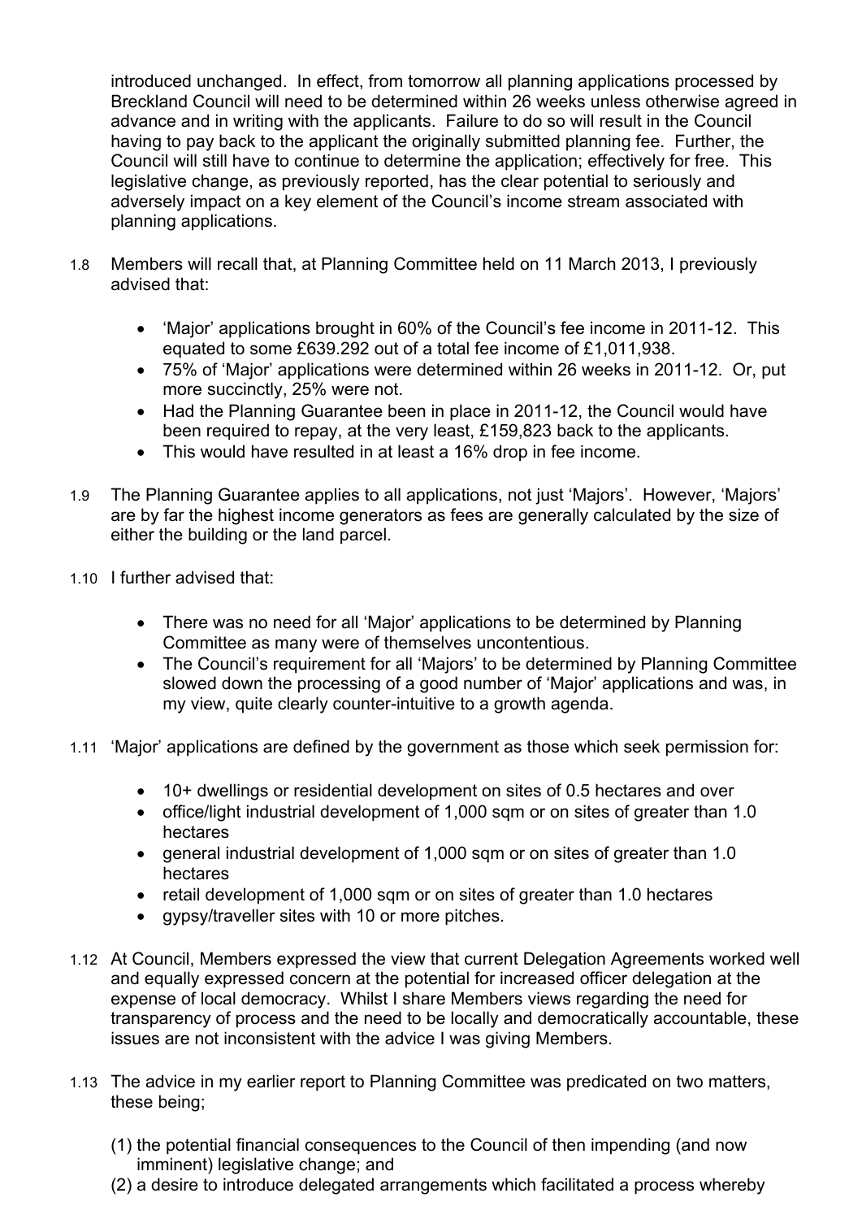introduced unchanged. In effect, from tomorrow all planning applications processed by Breckland Council will need to be determined within 26 weeks unless otherwise agreed in advance and in writing with the applicants. Failure to do so will result in the Council having to pay back to the applicant the originally submitted planning fee. Further, the Council will still have to continue to determine the application; effectively for free. This legislative change, as previously reported, has the clear potential to seriously and adversely impact on a key element of the Council's income stream associated with planning applications.

1.8 Members will recall that, at Planning Committee held on 11 March 2013, I previously advised that:

- 'Major' applications brought in 60% of the Council's fee income in 2011-12. This equated to some £639.292 out of a total fee income of £1,011,938.
- 75% of 'Major' applications were determined within 26 weeks in 2011-12. Or, put more succinctly, 25% were not.
- Had the Planning Guarantee been in place in 2011-12, the Council would have been required to repay, at the very least, £159,823 back to the applicants.
- This would have resulted in at least a 16% drop in fee income.

1.9 The Planning Guarantee applies to all applications, not just 'Majors'. However, 'Majors' are by far the highest income generators as fees are generally calculated by the size of either the building or the land parcel.

1.10 I further advised that:

- There was no need for all 'Major' applications to be determined by Planning Committee as many were of themselves uncontentious.
- The Council's requirement for all 'Majors' to be determined by Planning Committee slowed down the processing of a good number of 'Major' applications and was, in my view, quite clearly counter-intuitive to a growth agenda.

1.11 'Major' applications are defined by the government as those which seek permission for:

- 10+ dwellings or residential development on sites of 0.5 hectares and over
- office/light industrial development of 1,000 sqm or on sites of greater than 1.0 hectares
- general industrial development of 1,000 sqm or on sites of greater than 1.0 hectares
- retail development of 1,000 sqm or on sites of greater than 1.0 hectares
- gypsy/traveller sites with 10 or more pitches.

1.12 At Council, Members expressed the view that current Delegation Agreements worked well and equally expressed concern at the potential for increased officer delegation at the expense of local democracy. Whilst I share Members views regarding the need for transparency of process and the need to be locally and democratically accountable, these issues are not inconsistent with the advice I was giving Members.

1.13 The advice in my earlier report to Planning Committee was predicated on two matters, these being;

(1) the potential financial consequences to the Council of then impending (and now imminent) legislative change; and
(2) a desire to introduce delegated arrangements which facilitated a process whereby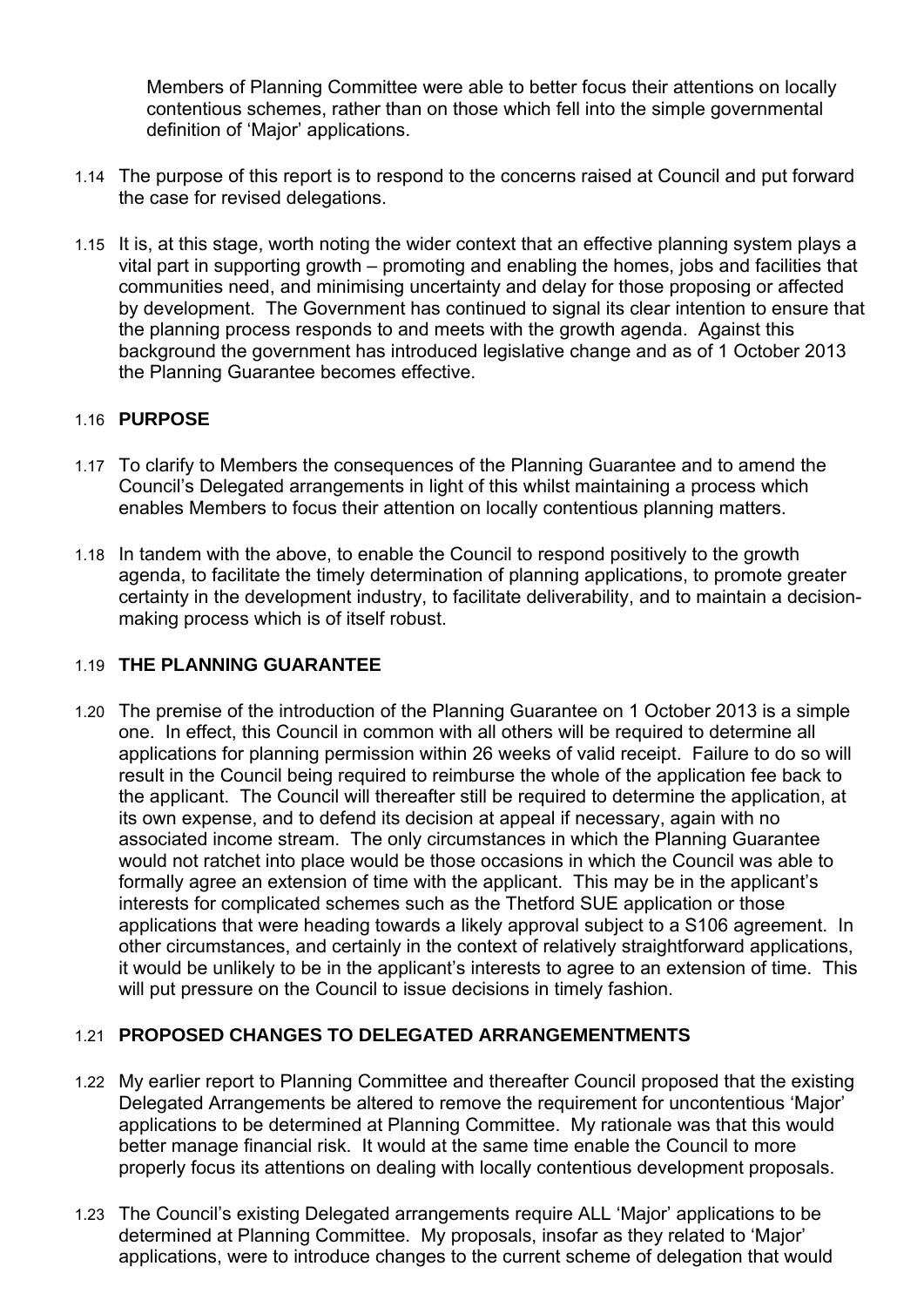Members of Planning Committee were able to better focus their attentions on locally contentious schemes, rather than on those which fell into the simple governmental definition of 'Major' applications.

1.14 The purpose of this report is to respond to the concerns raised at Council and put forward the case for revised delegations.

1.15 It is, at this stage, worth noting the wider context that an effective planning system plays a vital part in supporting growth – promoting and enabling the homes, jobs and facilities that communities need, and minimising uncertainty and delay for those proposing or affected by development. The Government has continued to signal its clear intention to ensure that the planning process responds to and meets with the growth agenda. Against this background the government has introduced legislative change and as of 1 October 2013 the Planning Guarantee becomes effective.

1.16 **PURPOSE**

1.17 To clarify to Members the consequences of the Planning Guarantee and to amend the Council's Delegated arrangements in light of this whilst maintaining a process which enables Members to focus their attention on locally contentious planning matters.

1.18 In tandem with the above, to enable the Council to respond positively to the growth agenda, to facilitate the timely determination of planning applications, to promote greater certainty in the development industry, to facilitate deliverability, and to maintain a decision-making process which is of itself robust.

1.19 **THE PLANNING GUARANTEE**

1.20 The premise of the introduction of the Planning Guarantee on 1 October 2013 is a simple one. In effect, this Council in common with all others will be required to determine all applications for planning permission within 26 weeks of valid receipt. Failure to do so will result in the Council being required to reimburse the whole of the application fee back to the applicant. The Council will thereafter still be required to determine the application, at its own expense, and to defend its decision at appeal if necessary, again with no associated income stream. The only circumstances in which the Planning Guarantee would not ratchet into place would be those occasions in which the Council was able to formally agree an extension of time with the applicant. This may be in the applicant's interests for complicated schemes such as the Thetford SUE application or those applications that were heading towards a likely approval subject to a S106 agreement. In other circumstances, and certainly in the context of relatively straightforward applications, it would be unlikely to be in the applicant's interests to agree to an extension of time. This will put pressure on the Council to issue decisions in timely fashion.

1.21 **PROPOSED CHANGES TO DELEGATED ARRANGEMENTMENTS**

1.22 My earlier report to Planning Committee and thereafter Council proposed that the existing Delegated Arrangements be altered to remove the requirement for uncontentious 'Major' applications to be determined at Planning Committee. My rationale was that this would better manage financial risk. It would at the same time enable the Council to more properly focus its attentions on dealing with locally contentious development proposals.

1.23 The Council's existing Delegated arrangements require ALL 'Major' applications to be determined at Planning Committee. My proposals, insofar as they related to 'Major' applications, were to introduce changes to the current scheme of delegation that would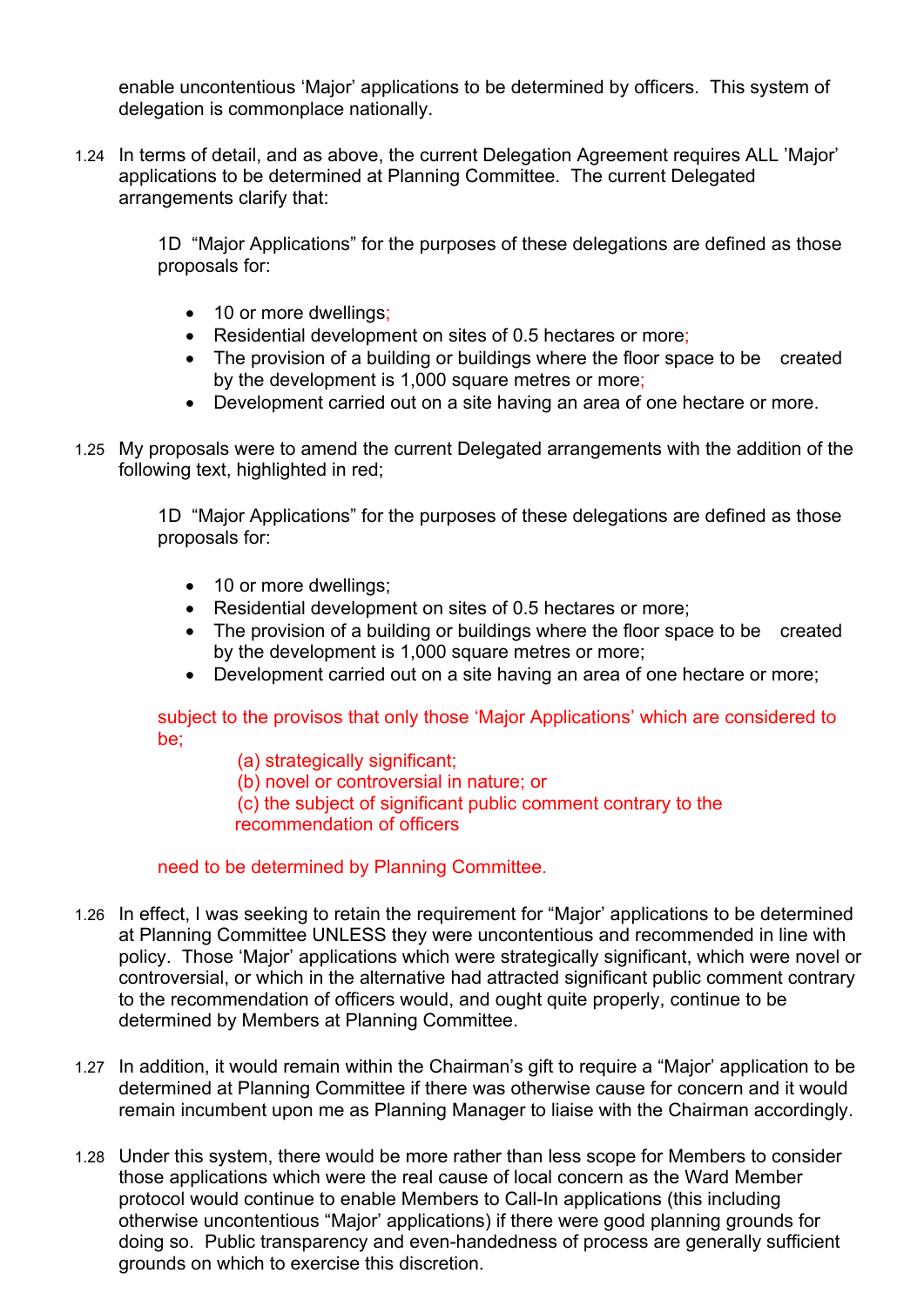enable uncontentious 'Major' applications to be determined by officers. This system of delegation is commonplace nationally.

1.24 In terms of detail, and as above, the current Delegation Agreement requires ALL 'Major' applications to be determined at Planning Committee. The current Delegated arrangements clarify that:

> 1D "Major Applications" for the purposes of these delegations are defined as those proposals for:
>
> - 10 or more dwellings;
> - Residential development on sites of 0.5 hectares or more;
> - The provision of a building or buildings where the floor space to be created by the development is 1,000 square metres or more;
> - Development carried out on a site having an area of one hectare or more.

1.25 My proposals were to amend the current Delegated arrangements with the addition of the following text, highlighted in red;

> 1D "Major Applications" for the purposes of these delegations are defined as those proposals for:
>
> - 10 or more dwellings;
> - Residential development on sites of 0.5 hectares or more;
> - The provision of a building or buildings where the floor space to be created by the development is 1,000 square metres or more;
> - Development carried out on a site having an area of one hectare or more;
>
> subject to the provisos that only those 'Major Applications' which are considered to be;
>
> (a) strategically significant;
> (b) novel or controversial in nature; or
> (c) the subject of significant public comment contrary to the recommendation of officers
>
> need to be determined by Planning Committee.

1.26 In effect, I was seeking to retain the requirement for "Major' applications to be determined at Planning Committee UNLESS they were uncontentious and recommended in line with policy. Those 'Major' applications which were strategically significant, which were novel or controversial, or which in the alternative had attracted significant public comment contrary to the recommendation of officers would, and ought quite properly, continue to be determined by Members at Planning Committee.

1.27 In addition, it would remain within the Chairman's gift to require a "Major' application to be determined at Planning Committee if there was otherwise cause for concern and it would remain incumbent upon me as Planning Manager to liaise with the Chairman accordingly.

1.28 Under this system, there would be more rather than less scope for Members to consider those applications which were the real cause of local concern as the Ward Member protocol would continue to enable Members to Call-In applications (this including otherwise uncontentious "Major" applications) if there were good planning grounds for doing so. Public transparency and even-handedness of process are generally sufficient grounds on which to exercise this discretion.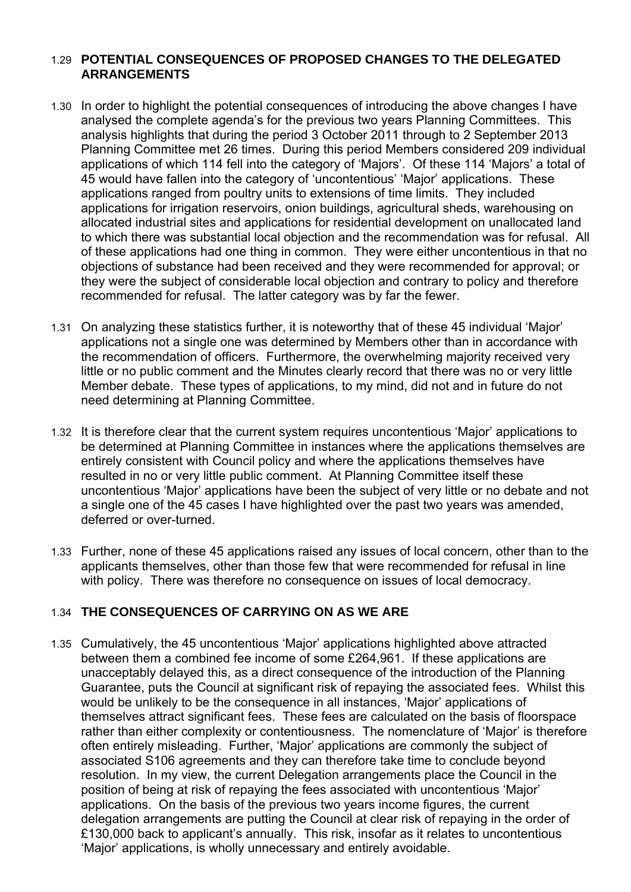1.29 **POTENTIAL CONSEQUENCES OF PROPOSED CHANGES TO THE DELEGATED ARRANGEMENTS**

1.30 In order to highlight the potential consequences of introducing the above changes I have analysed the complete agenda's for the previous two years Planning Committees. This analysis highlights that during the period 3 October 2011 through to 2 September 2013 Planning Committee met 26 times. During this period Members considered 209 individual applications of which 114 fell into the category of 'Majors'. Of these 114 'Majors' a total of 45 would have fallen into the category of 'uncontentious' 'Major' applications. These applications ranged from poultry units to extensions of time limits. They included applications for irrigation reservoirs, onion buildings, agricultural sheds, warehousing on allocated industrial sites and applications for residential development on unallocated land to which there was substantial local objection and the recommendation was for refusal. All of these applications had one thing in common. They were either uncontentious in that no objections of substance had been received and they were recommended for approval; or they were the subject of considerable local objection and contrary to policy and therefore recommended for refusal. The latter category was by far the fewer.

1.31 On analyzing these statistics further, it is noteworthy that of these 45 individual 'Major' applications not a single one was determined by Members other than in accordance with the recommendation of officers. Furthermore, the overwhelming majority received very little or no public comment and the Minutes clearly record that there was no or very little Member debate. These types of applications, to my mind, did not and in future do not need determining at Planning Committee.

1.32 It is therefore clear that the current system requires uncontentious 'Major' applications to be determined at Planning Committee in instances where the applications themselves are entirely consistent with Council policy and where the applications themselves have resulted in no or very little public comment. At Planning Committee itself these uncontentious 'Major' applications have been the subject of very little or no debate and not a single one of the 45 cases I have highlighted over the past two years was amended, deferred or over-turned.

1.33 Further, none of these 45 applications raised any issues of local concern, other than to the applicants themselves, other than those few that were recommended for refusal in line with policy. There was therefore no consequence on issues of local democracy.

1.34 **THE CONSEQUENCES OF CARRYING ON AS WE ARE**

1.35 Cumulatively, the 45 uncontentious 'Major' applications highlighted above attracted between them a combined fee income of some £264,961. If these applications are unacceptably delayed this, as a direct consequence of the introduction of the Planning Guarantee, puts the Council at significant risk of repaying the associated fees. Whilst this would be unlikely to be the consequence in all instances, 'Major' applications of themselves attract significant fees. These fees are calculated on the basis of floorspace rather than either complexity or contentiousness. The nomenclature of 'Major' is therefore often entirely misleading. Further, 'Major' applications are commonly the subject of associated S106 agreements and they can therefore take time to conclude beyond resolution. In my view, the current Delegation arrangements place the Council in the position of being at risk of repaying the fees associated with uncontentious 'Major' applications. On the basis of the previous two years income figures, the current delegation arrangements are putting the Council at clear risk of repaying in the order of £130,000 back to applicant's annually. This risk, insofar as it relates to uncontentious 'Major' applications, is wholly unnecessary and entirely avoidable.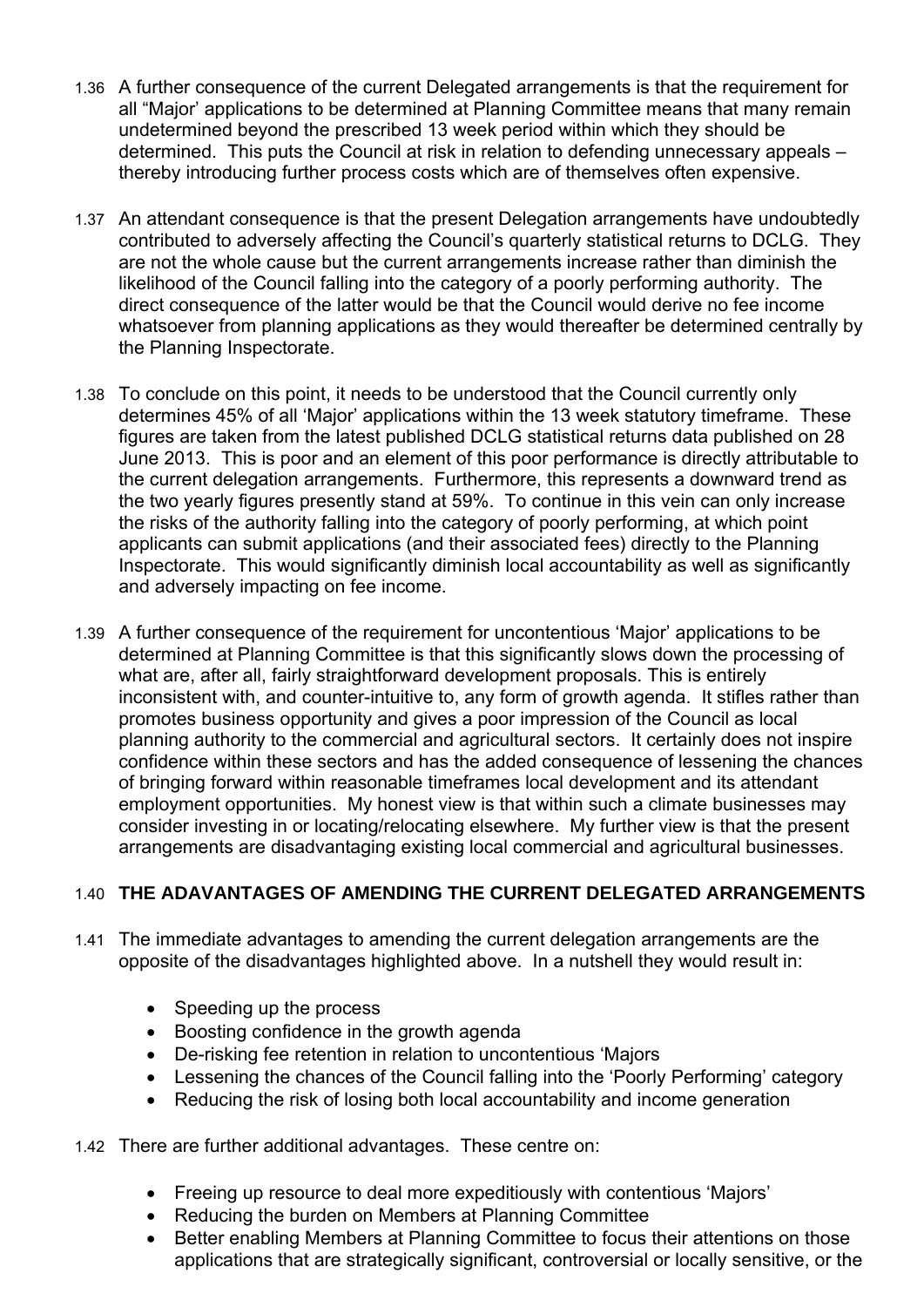1.36 A further consequence of the current Delegated arrangements is that the requirement for all "Major' applications to be determined at Planning Committee means that many remain undetermined beyond the prescribed 13 week period within which they should be determined. This puts the Council at risk in relation to defending unnecessary appeals – thereby introducing further process costs which are of themselves often expensive.

1.37 An attendant consequence is that the present Delegation arrangements have undoubtedly contributed to adversely affecting the Council's quarterly statistical returns to DCLG. They are not the whole cause but the current arrangements increase rather than diminish the likelihood of the Council falling into the category of a poorly performing authority. The direct consequence of the latter would be that the Council would derive no fee income whatsoever from planning applications as they would thereafter be determined centrally by the Planning Inspectorate.

1.38 To conclude on this point, it needs to be understood that the Council currently only determines 45% of all 'Major' applications within the 13 week statutory timeframe. These figures are taken from the latest published DCLG statistical returns data published on 28 June 2013. This is poor and an element of this poor performance is directly attributable to the current delegation arrangements. Furthermore, this represents a downward trend as the two yearly figures presently stand at 59%. To continue in this vein can only increase the risks of the authority falling into the category of poorly performing, at which point applicants can submit applications (and their associated fees) directly to the Planning Inspectorate. This would significantly diminish local accountability as well as significantly and adversely impacting on fee income.

1.39 A further consequence of the requirement for uncontentious 'Major' applications to be determined at Planning Committee is that this significantly slows down the processing of what are, after all, fairly straightforward development proposals. This is entirely inconsistent with, and counter-intuitive to, any form of growth agenda. It stifles rather than promotes business opportunity and gives a poor impression of the Council as local planning authority to the commercial and agricultural sectors. It certainly does not inspire confidence within these sectors and has the added consequence of lessening the chances of bringing forward within reasonable timeframes local development and its attendant employment opportunities. My honest view is that within such a climate businesses may consider investing in or locating/relocating elsewhere. My further view is that the present arrangements are disadvantaging existing local commercial and agricultural businesses.

1.40 **THE ADAVANTAGES OF AMENDING THE CURRENT DELEGATED ARRANGEMENTS**

1.41 The immediate advantages to amending the current delegation arrangements are the opposite of the disadvantages highlighted above. In a nutshell they would result in:

- Speeding up the process
- Boosting confidence in the growth agenda
- De-risking fee retention in relation to uncontentious 'Majors
- Lessening the chances of the Council falling into the 'Poorly Performing' category
- Reducing the risk of losing both local accountability and income generation

1.42 There are further additional advantages. These centre on:

- Freeing up resource to deal more expeditiously with contentious 'Majors'
- Reducing the burden on Members at Planning Committee
- Better enabling Members at Planning Committee to focus their attentions on those applications that are strategically significant, controversial or locally sensitive, or the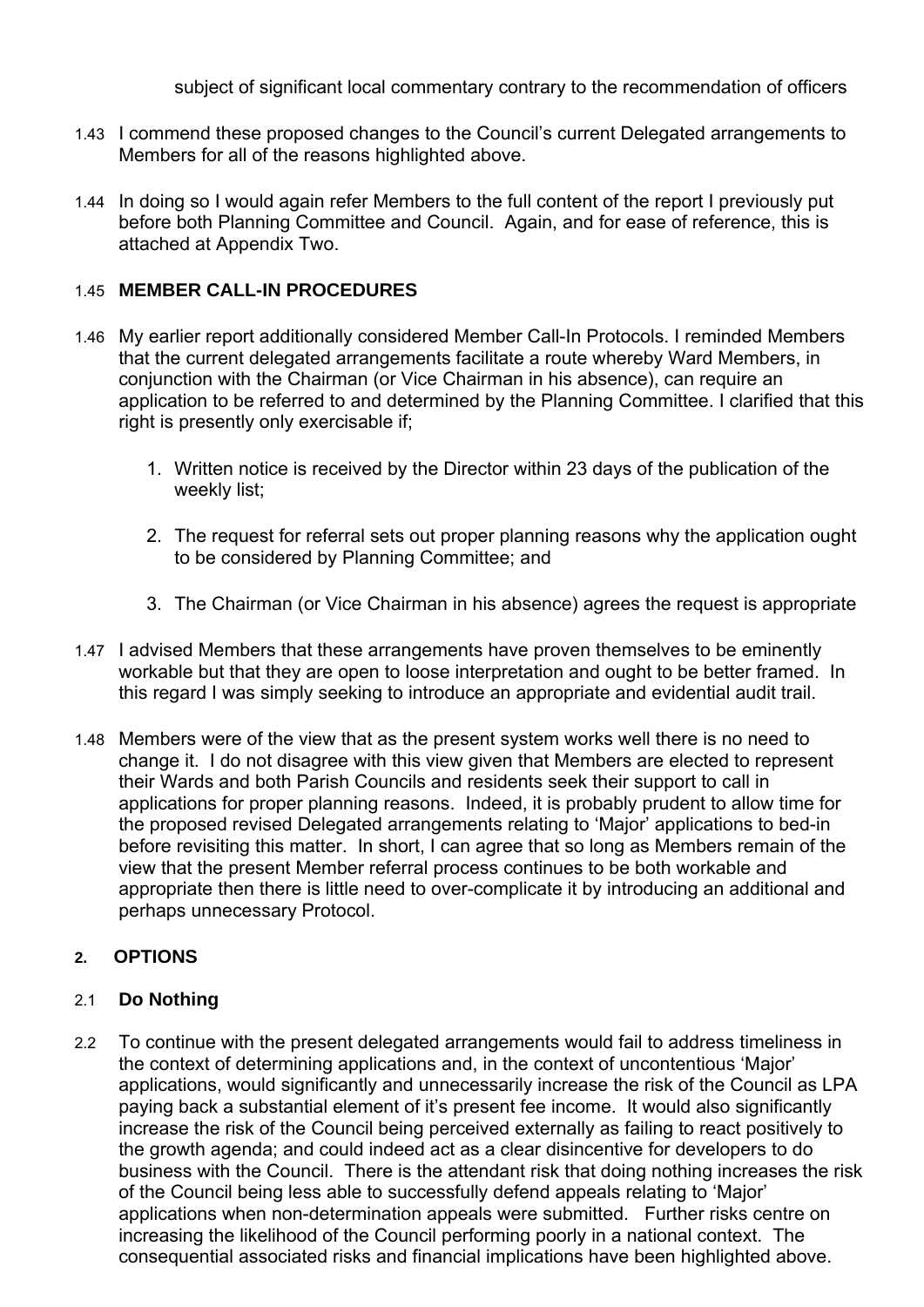subject of significant local commentary contrary to the recommendation of officers

1.43 I commend these proposed changes to the Council's current Delegated arrangements to Members for all of the reasons highlighted above.

1.44 In doing so I would again refer Members to the full content of the report I previously put before both Planning Committee and Council. Again, and for ease of reference, this is attached at Appendix Two.

1.45 **MEMBER CALL-IN PROCEDURES**

1.46 My earlier report additionally considered Member Call-In Protocols. I reminded Members that the current delegated arrangements facilitate a route whereby Ward Members, in conjunction with the Chairman (or Vice Chairman in his absence), can require an application to be referred to and determined by the Planning Committee. I clarified that this right is presently only exercisable if;

1. Written notice is received by the Director within 23 days of the publication of the weekly list;

2. The request for referral sets out proper planning reasons why the application ought to be considered by Planning Committee; and

3. The Chairman (or Vice Chairman in his absence) agrees the request is appropriate

1.47 I advised Members that these arrangements have proven themselves to be eminently workable but that they are open to loose interpretation and ought to be better framed. In this regard I was simply seeking to introduce an appropriate and evidential audit trail.

1.48 Members were of the view that as the present system works well there is no need to change it. I do not disagree with this view given that Members are elected to represent their Wards and both Parish Councils and residents seek their support to call in applications for proper planning reasons. Indeed, it is probably prudent to allow time for the proposed revised Delegated arrangements relating to 'Major' applications to bed-in before revisiting this matter. In short, I can agree that so long as Members remain of the view that the present Member referral process continues to be both workable and appropriate then there is little need to over-complicate it by introducing an additional and perhaps unnecessary Protocol.

## 2. OPTIONS

### 2.1 Do Nothing

2.2 To continue with the present delegated arrangements would fail to address timeliness in the context of determining applications and, in the context of uncontentious 'Major' applications, would significantly and unnecessarily increase the risk of the Council as LPA paying back a substantial element of it's present fee income. It would also significantly increase the risk of the Council being perceived externally as failing to react positively to the growth agenda; and could indeed act as a clear disincentive for developers to do business with the Council. There is the attendant risk that doing nothing increases the risk of the Council being less able to successfully defend appeals relating to 'Major' applications when non-determination appeals were submitted. Further risks centre on increasing the likelihood of the Council performing poorly in a national context. The consequential associated risks and financial implications have been highlighted above.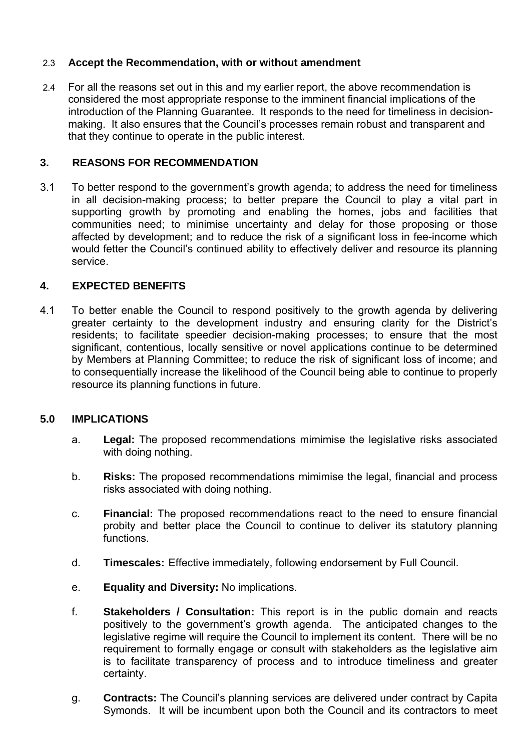2.3 **Accept the Recommendation, with or without amendment**

2.4 For all the reasons set out in this and my earlier report, the above recommendation is considered the most appropriate response to the imminent financial implications of the introduction of the Planning Guarantee. It responds to the need for timeliness in decision-making. It also ensures that the Council's processes remain robust and transparent and that they continue to operate in the public interest.

## 3. REASONS FOR RECOMMENDATION

3.1 To better respond to the government's growth agenda; to address the need for timeliness in all decision-making process; to better prepare the Council to play a vital part in supporting growth by promoting and enabling the homes, jobs and facilities that communities need; to minimise uncertainty and delay for those proposing or those affected by development; and to reduce the risk of a significant loss in fee-income which would fetter the Council's continued ability to effectively deliver and resource its planning service.

## 4. EXPECTED BENEFITS

4.1 To better enable the Council to respond positively to the growth agenda by delivering greater certainty to the development industry and ensuring clarity for the District's residents; to facilitate speedier decision-making processes; to ensure that the most significant, contentious, locally sensitive or novel applications continue to be determined by Members at Planning Committee; to reduce the risk of significant loss of income; and to consequentially increase the likelihood of the Council being able to continue to properly resource its planning functions in future.

## 5.0 IMPLICATIONS

a. **Legal:** The proposed recommendations mimimise the legislative risks associated with doing nothing.

b. **Risks:** The proposed recommendations mimimise the legal, financial and process risks associated with doing nothing.

c. **Financial:** The proposed recommendations react to the need to ensure financial probity and better place the Council to continue to deliver its statutory planning functions.

d. **Timescales:** Effective immediately, following endorsement by Full Council.

e. **Equality and Diversity:** No implications.

f. **Stakeholders / Consultation:** This report is in the public domain and reacts positively to the government's growth agenda. The anticipated changes to the legislative regime will require the Council to implement its content. There will be no requirement to formally engage or consult with stakeholders as the legislative aim is to facilitate transparency of process and to introduce timeliness and greater certainty.

g. **Contracts:** The Council's planning services are delivered under contract by Capita Symonds. It will be incumbent upon both the Council and its contractors to meet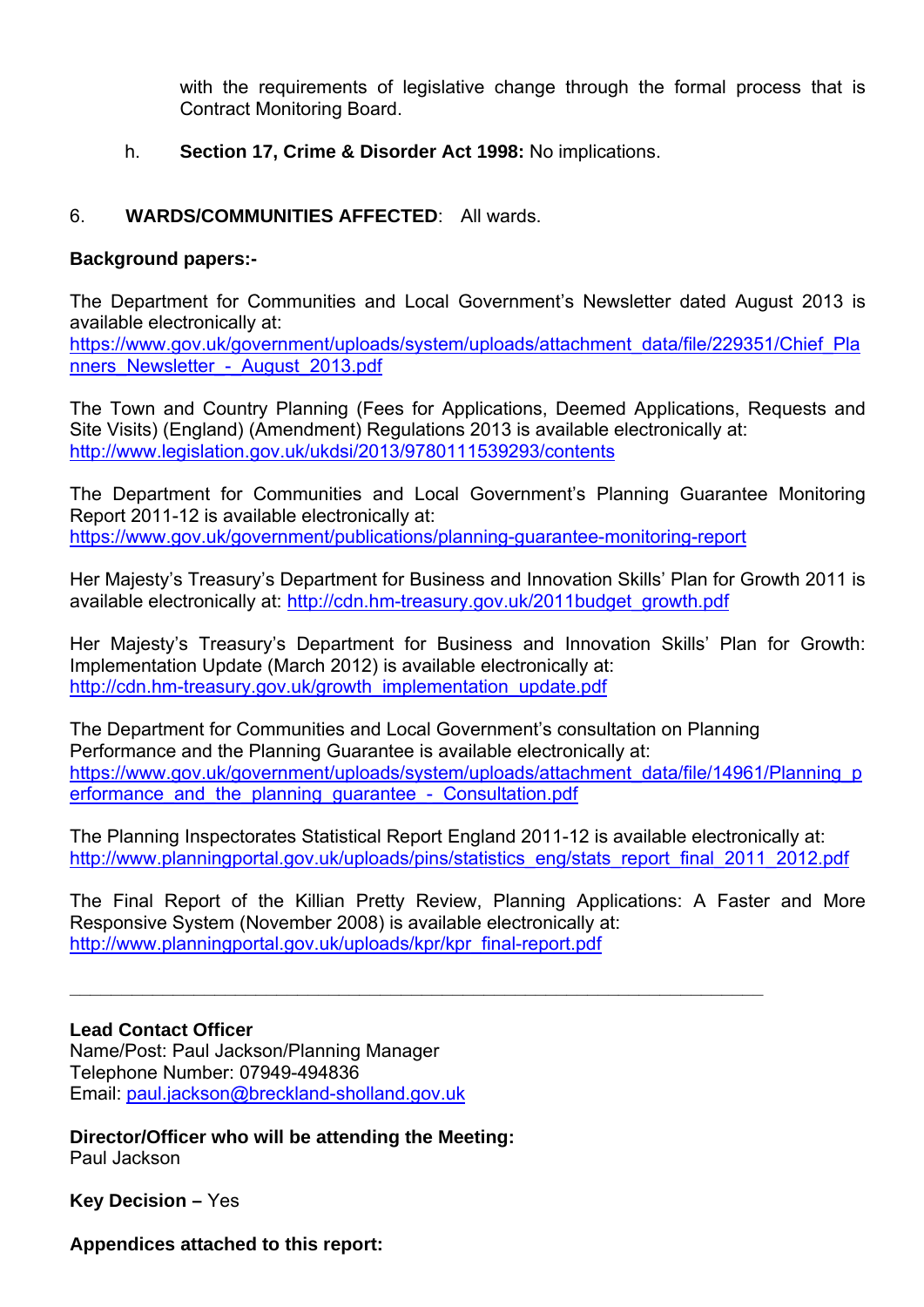with the requirements of legislative change through the formal process that is Contract Monitoring Board.

h. **Section 17, Crime & Disorder Act 1998:** No implications.

6. **WARDS/COMMUNITIES AFFECTED**: All wards.

**Background papers:-**

The Department for Communities and Local Government's Newsletter dated August 2013 is available electronically at:
https://www.gov.uk/government/uploads/system/uploads/attachment_data/file/229351/Chief_Planners_Newsletter_-_August_2013.pdf

The Town and Country Planning (Fees for Applications, Deemed Applications, Requests and Site Visits) (England) (Amendment) Regulations 2013 is available electronically at:
http://www.legislation.gov.uk/ukdsi/2013/9780111539293/contents

The Department for Communities and Local Government's Planning Guarantee Monitoring Report 2011-12 is available electronically at:
https://www.gov.uk/government/publications/planning-guarantee-monitoring-report

Her Majesty's Treasury's Department for Business and Innovation Skills' Plan for Growth 2011 is available electronically at: http://cdn.hm-treasury.gov.uk/2011budget_growth.pdf

Her Majesty's Treasury's Department for Business and Innovation Skills' Plan for Growth: Implementation Update (March 2012) is available electronically at:
http://cdn.hm-treasury.gov.uk/growth_implementation_update.pdf

The Department for Communities and Local Government's consultation on Planning Performance and the Planning Guarantee is available electronically at:
https://www.gov.uk/government/uploads/system/uploads/attachment_data/file/14961/Planning_performance_and_the_planning_guarantee_-_Consultation.pdf

The Planning Inspectorates Statistical Report England 2011-12 is available electronically at:
http://www.planningportal.gov.uk/uploads/pins/statistics_eng/stats_report_final_2011_2012.pdf

The Final Report of the Killian Pretty Review, Planning Applications: A Faster and More Responsive System (November 2008) is available electronically at:
http://www.planningportal.gov.uk/uploads/kpr/kpr_final-report.pdf

---

**Lead Contact Officer**
Name/Post: Paul Jackson/Planning Manager
Telephone Number: 07949-494836
Email: paul.jackson@breckland-sholland.gov.uk

**Director/Officer who will be attending the Meeting:**
Paul Jackson

**Key Decision –** Yes

**Appendices attached to this report:**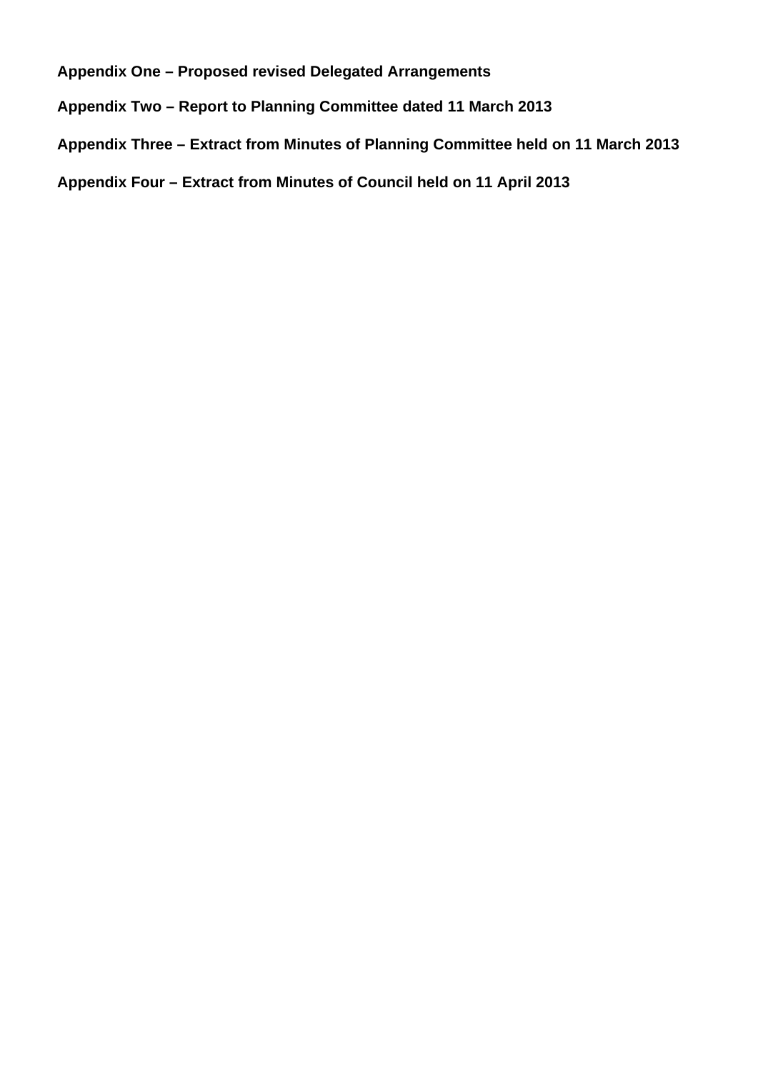**Appendix One – Proposed revised Delegated Arrangements**

**Appendix Two – Report to Planning Committee dated 11 March 2013**

**Appendix Three – Extract from Minutes of Planning Committee held on 11 March 2013**

**Appendix Four – Extract from Minutes of Council held on 11 April 2013**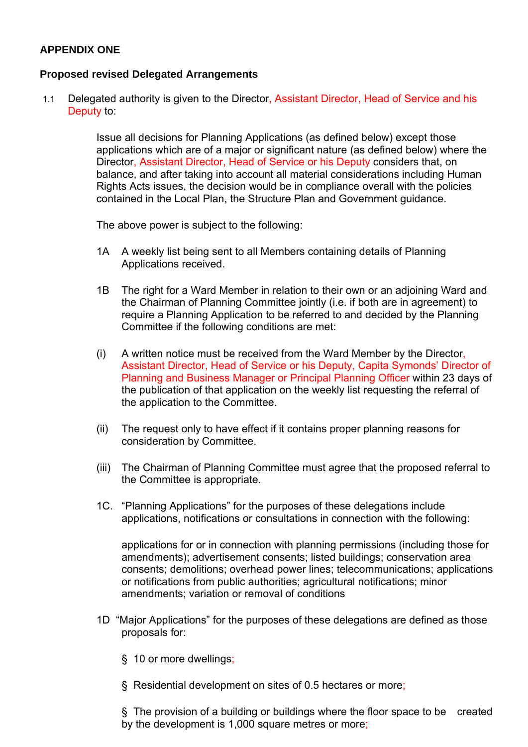**APPENDIX ONE**

**Proposed revised Delegated Arrangements**

1.1 Delegated authority is given to the Director, Assistant Director, Head of Service and his Deputy to:

Issue all decisions for Planning Applications (as defined below) except those applications which are of a major or significant nature (as defined below) where the Director, Assistant Director, Head of Service or his Deputy considers that, on balance, and after taking into account all material considerations including Human Rights Acts issues, the decision would be in compliance overall with the policies contained in the Local Plan~~, the Structure Plan~~ and Government guidance.

The above power is subject to the following:

1A A weekly list being sent to all Members containing details of Planning Applications received.

1B The right for a Ward Member in relation to their own or an adjoining Ward and the Chairman of Planning Committee jointly (i.e. if both are in agreement) to require a Planning Application to be referred to and decided by the Planning Committee if the following conditions are met:

(i) A written notice must be received from the Ward Member by the Director, Assistant Director, Head of Service or his Deputy, Capita Symonds' Director of Planning and Business Manager or Principal Planning Officer within 23 days of the publication of that application on the weekly list requesting the referral of the application to the Committee.

(ii) The request only to have effect if it contains proper planning reasons for consideration by Committee.

(iii) The Chairman of Planning Committee must agree that the proposed referral to the Committee is appropriate.

1C. "Planning Applications" for the purposes of these delegations include applications, notifications or consultations in connection with the following:

applications for or in connection with planning permissions (including those for amendments); advertisement consents; listed buildings; conservation area consents; demolitions; overhead power lines; telecommunications; applications or notifications from public authorities; agricultural notifications; minor amendments; variation or removal of conditions

1D "Major Applications" for the purposes of these delegations are defined as those proposals for:

- 10 or more dwellings;
- Residential development on sites of 0.5 hectares or more;
- The provision of a building or buildings where the floor space to be created by the development is 1,000 square metres or more;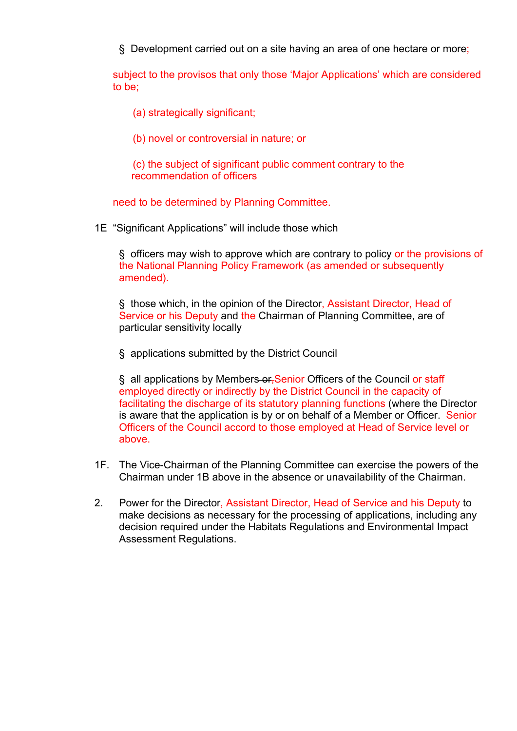- § Development carried out on a site having an area of one hectare or more;

subject to the provisos that only those 'Major Applications' which are considered to be;

(a) strategically significant;

(b) novel or controversial in nature; or

(c) the subject of significant public comment contrary to the recommendation of officers

need to be determined by Planning Committee.

1E "Significant Applications" will include those which

- § officers may wish to approve which are contrary to policy or the provisions of the National Planning Policy Framework (as amended or subsequently amended).

- § those which, in the opinion of the Director, Assistant Director, Head of Service or his Deputy and the Chairman of Planning Committee, are of particular sensitivity locally

- § applications submitted by the District Council

- § all applications by Members ~~or~~, Senior Officers of the Council or staff employed directly or indirectly by the District Council in the capacity of facilitating the discharge of its statutory planning functions (where the Director is aware that the application is by or on behalf of a Member or Officer. Senior Officers of the Council accord to those employed at Head of Service level or above.

1F. The Vice-Chairman of the Planning Committee can exercise the powers of the Chairman under 1B above in the absence or unavailability of the Chairman.

2. Power for the Director, Assistant Director, Head of Service and his Deputy to make decisions as necessary for the processing of applications, including any decision required under the Habitats Regulations and Environmental Impact Assessment Regulations.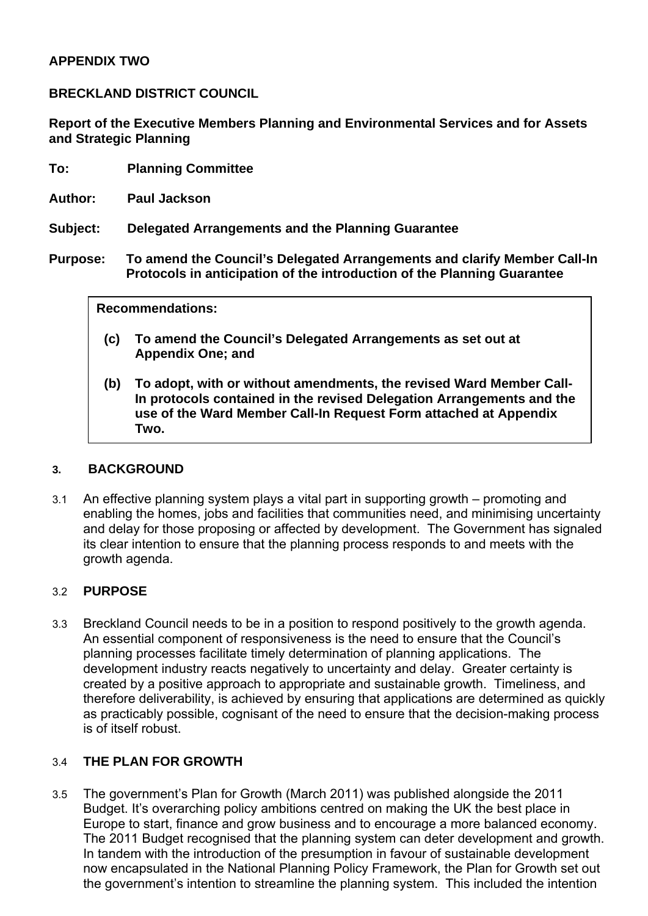**APPENDIX TWO**

**BRECKLAND DISTRICT COUNCIL**

**Report of the Executive Members Planning and Environmental Services and for Assets and Strategic Planning**

**To:** **Planning Committee**

**Author:** **Paul Jackson**

**Subject:** **Delegated Arrangements and the Planning Guarantee**

**Purpose:** **To amend the Council's Delegated Arrangements and clarify Member Call-In Protocols in anticipation of the introduction of the Planning Guarantee**

> **Recommendations:**
>
> **(c)** **To amend the Council's Delegated Arrangements as set out at Appendix One; and**
>
> **(b)** **To adopt, with or without amendments, the revised Ward Member Call-In protocols contained in the revised Delegation Arrangements and the use of the Ward Member Call-In Request Form attached at Appendix Two.**

## 3. BACKGROUND

3.1 An effective planning system plays a vital part in supporting growth – promoting and enabling the homes, jobs and facilities that communities need, and minimising uncertainty and delay for those proposing or affected by development. The Government has signaled its clear intention to ensure that the planning process responds to and meets with the growth agenda.

### 3.2 PURPOSE

3.3 Breckland Council needs to be in a position to respond positively to the growth agenda. An essential component of responsiveness is the need to ensure that the Council's planning processes facilitate timely determination of planning applications. The development industry reacts negatively to uncertainty and delay. Greater certainty is created by a positive approach to appropriate and sustainable growth. Timeliness, and therefore deliverability, is achieved by ensuring that applications are determined as quickly as practicably possible, cognisant of the need to ensure that the decision-making process is of itself robust.

### 3.4 THE PLAN FOR GROWTH

3.5 The government's Plan for Growth (March 2011) was published alongside the 2011 Budget. It's overarching policy ambitions centred on making the UK the best place in Europe to start, finance and grow business and to encourage a more balanced economy. The 2011 Budget recognised that the planning system can deter development and growth. In tandem with the introduction of the presumption in favour of sustainable development now encapsulated in the National Planning Policy Framework, the Plan for Growth set out the government's intention to streamline the planning system. This included the intention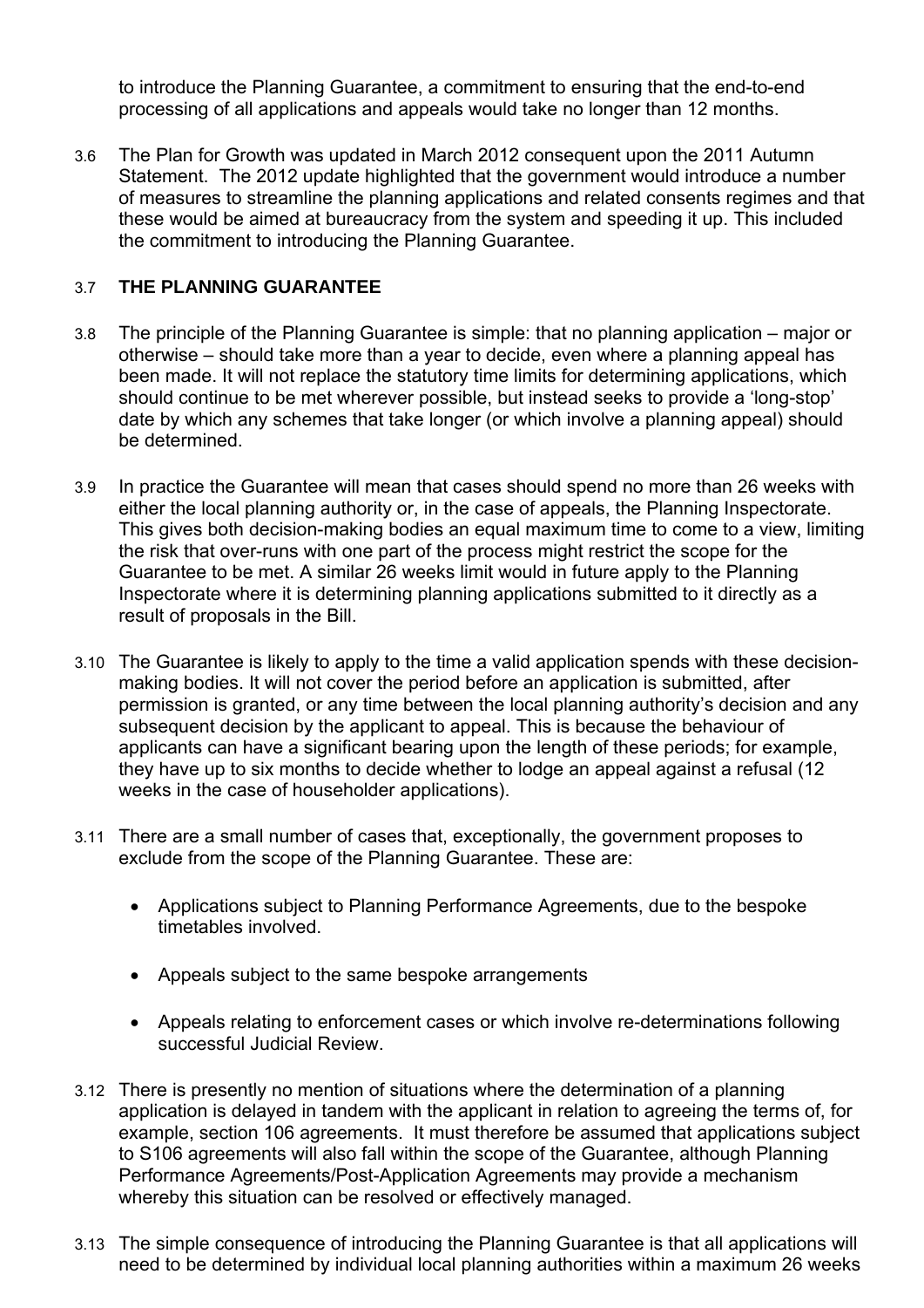to introduce the Planning Guarantee, a commitment to ensuring that the end-to-end processing of all applications and appeals would take no longer than 12 months.

3.6 The Plan for Growth was updated in March 2012 consequent upon the 2011 Autumn Statement. The 2012 update highlighted that the government would introduce a number of measures to streamline the planning applications and related consents regimes and that these would be aimed at bureaucracy from the system and speeding it up. This included the commitment to introducing the Planning Guarantee.

### 3.7 THE PLANNING GUARANTEE

3.8 The principle of the Planning Guarantee is simple: that no planning application – major or otherwise – should take more than a year to decide, even where a planning appeal has been made. It will not replace the statutory time limits for determining applications, which should continue to be met wherever possible, but instead seeks to provide a 'long-stop' date by which any schemes that take longer (or which involve a planning appeal) should be determined.

3.9 In practice the Guarantee will mean that cases should spend no more than 26 weeks with either the local planning authority or, in the case of appeals, the Planning Inspectorate. This gives both decision-making bodies an equal maximum time to come to a view, limiting the risk that over-runs with one part of the process might restrict the scope for the Guarantee to be met. A similar 26 weeks limit would in future apply to the Planning Inspectorate where it is determining planning applications submitted to it directly as a result of proposals in the Bill.

3.10 The Guarantee is likely to apply to the time a valid application spends with these decision-making bodies. It will not cover the period before an application is submitted, after permission is granted, or any time between the local planning authority's decision and any subsequent decision by the applicant to appeal. This is because the behaviour of applicants can have a significant bearing upon the length of these periods; for example, they have up to six months to decide whether to lodge an appeal against a refusal (12 weeks in the case of householder applications).

3.11 There are a small number of cases that, exceptionally, the government proposes to exclude from the scope of the Planning Guarantee. These are:

- Applications subject to Planning Performance Agreements, due to the bespoke timetables involved.
- Appeals subject to the same bespoke arrangements
- Appeals relating to enforcement cases or which involve re-determinations following successful Judicial Review.

3.12 There is presently no mention of situations where the determination of a planning application is delayed in tandem with the applicant in relation to agreeing the terms of, for example, section 106 agreements. It must therefore be assumed that applications subject to S106 agreements will also fall within the scope of the Guarantee, although Planning Performance Agreements/Post-Application Agreements may provide a mechanism whereby this situation can be resolved or effectively managed.

3.13 The simple consequence of introducing the Planning Guarantee is that all applications will need to be determined by individual local planning authorities within a maximum 26 weeks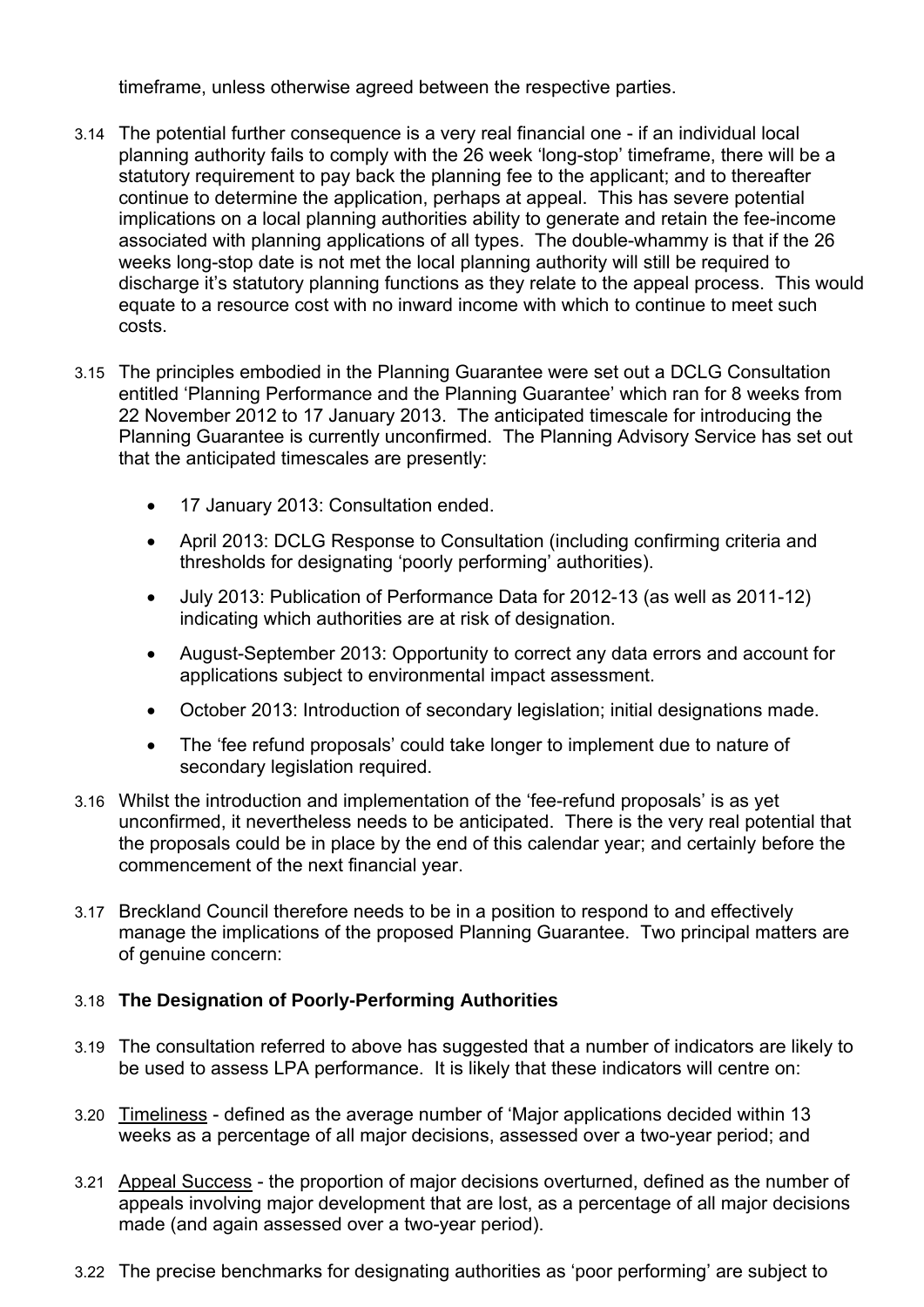timeframe, unless otherwise agreed between the respective parties.

3.14 The potential further consequence is a very real financial one - if an individual local planning authority fails to comply with the 26 week 'long-stop' timeframe, there will be a statutory requirement to pay back the planning fee to the applicant; and to thereafter continue to determine the application, perhaps at appeal. This has severe potential implications on a local planning authorities ability to generate and retain the fee-income associated with planning applications of all types. The double-whammy is that if the 26 weeks long-stop date is not met the local planning authority will still be required to discharge it's statutory planning functions as they relate to the appeal process. This would equate to a resource cost with no inward income with which to continue to meet such costs.

3.15 The principles embodied in the Planning Guarantee were set out a DCLG Consultation entitled 'Planning Performance and the Planning Guarantee' which ran for 8 weeks from 22 November 2012 to 17 January 2013. The anticipated timescale for introducing the Planning Guarantee is currently unconfirmed. The Planning Advisory Service has set out that the anticipated timescales are presently:

- 17 January 2013: Consultation ended.
- April 2013: DCLG Response to Consultation (including confirming criteria and thresholds for designating 'poorly performing' authorities).
- July 2013: Publication of Performance Data for 2012-13 (as well as 2011-12) indicating which authorities are at risk of designation.
- August-September 2013: Opportunity to correct any data errors and account for applications subject to environmental impact assessment.
- October 2013: Introduction of secondary legislation; initial designations made.
- The 'fee refund proposals' could take longer to implement due to nature of secondary legislation required.

3.16 Whilst the introduction and implementation of the 'fee-refund proposals' is as yet unconfirmed, it nevertheless needs to be anticipated. There is the very real potential that the proposals could be in place by the end of this calendar year; and certainly before the commencement of the next financial year.

3.17 Breckland Council therefore needs to be in a position to respond to and effectively manage the implications of the proposed Planning Guarantee. Two principal matters are of genuine concern:

3.18 **The Designation of Poorly-Performing Authorities**

3.19 The consultation referred to above has suggested that a number of indicators are likely to be used to assess LPA performance. It is likely that these indicators will centre on:

3.20 Timeliness - defined as the average number of 'Major applications decided within 13 weeks as a percentage of all major decisions, assessed over a two-year period; and

3.21 Appeal Success - the proportion of major decisions overturned, defined as the number of appeals involving major development that are lost, as a percentage of all major decisions made (and again assessed over a two-year period).

3.22 The precise benchmarks for designating authorities as 'poor performing' are subject to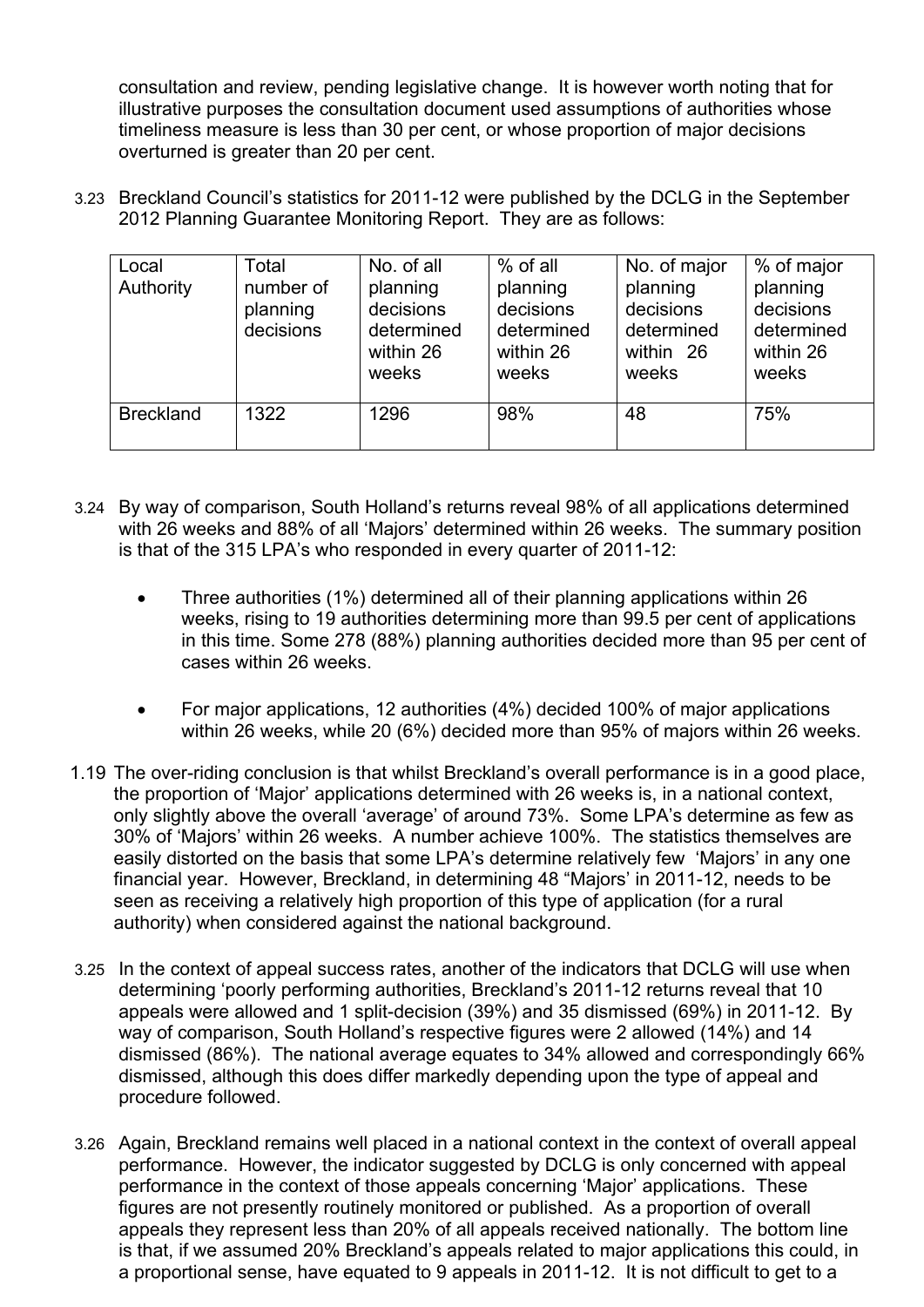consultation and review, pending legislative change. It is however worth noting that for illustrative purposes the consultation document used assumptions of authorities whose timeliness measure is less than 30 per cent, or whose proportion of major decisions overturned is greater than 20 per cent.

3.23 Breckland Council's statistics for 2011-12 were published by the DCLG in the September 2012 Planning Guarantee Monitoring Report. They are as follows:

| Local Authority | Total number of planning decisions | No. of all planning decisions determined within 26 weeks | % of all planning decisions determined within 26 weeks | No. of major planning decisions determined within 26 weeks | % of major planning decisions determined within 26 weeks |
|---|---|---|---|---|---|
| Breckland | 1322 | 1296 | 98% | 48 | 75% |

3.24 By way of comparison, South Holland's returns reveal 98% of all applications determined with 26 weeks and 88% of all 'Majors' determined within 26 weeks. The summary position is that of the 315 LPA's who responded in every quarter of 2011-12:

- Three authorities (1%) determined all of their planning applications within 26 weeks, rising to 19 authorities determining more than 99.5 per cent of applications in this time. Some 278 (88%) planning authorities decided more than 95 per cent of cases within 26 weeks.
- For major applications, 12 authorities (4%) decided 100% of major applications within 26 weeks, while 20 (6%) decided more than 95% of majors within 26 weeks.

1.19 The over-riding conclusion is that whilst Breckland's overall performance is in a good place, the proportion of 'Major' applications determined with 26 weeks is, in a national context, only slightly above the overall 'average' of around 73%. Some LPA's determine as few as 30% of 'Majors' within 26 weeks. A number achieve 100%. The statistics themselves are easily distorted on the basis that some LPA's determine relatively few 'Majors' in any one financial year. However, Breckland, in determining 48 "Majors' in 2011-12, needs to be seen as receiving a relatively high proportion of this type of application (for a rural authority) when considered against the national background.

3.25 In the context of appeal success rates, another of the indicators that DCLG will use when determining 'poorly performing authorities, Breckland's 2011-12 returns reveal that 10 appeals were allowed and 1 split-decision (39%) and 35 dismissed (69%) in 2011-12. By way of comparison, South Holland's respective figures were 2 allowed (14%) and 14 dismissed (86%). The national average equates to 34% allowed and correspondingly 66% dismissed, although this does differ markedly depending upon the type of appeal and procedure followed.

3.26 Again, Breckland remains well placed in a national context in the context of overall appeal performance. However, the indicator suggested by DCLG is only concerned with appeal performance in the context of those appeals concerning 'Major' applications. These figures are not presently routinely monitored or published. As a proportion of overall appeals they represent less than 20% of all appeals received nationally. The bottom line is that, if we assumed 20% Breckland's appeals related to major applications this could, in a proportional sense, have equated to 9 appeals in 2011-12. It is not difficult to get to a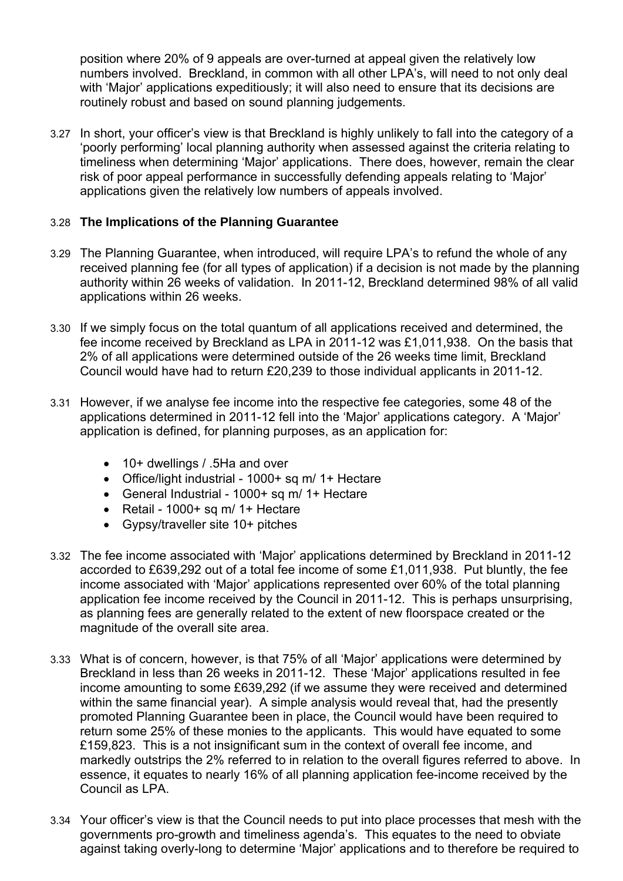position where 20% of 9 appeals are over-turned at appeal given the relatively low numbers involved. Breckland, in common with all other LPA's, will need to not only deal with 'Major' applications expeditiously; it will also need to ensure that its decisions are routinely robust and based on sound planning judgements.

3.27 In short, your officer's view is that Breckland is highly unlikely to fall into the category of a 'poorly performing' local planning authority when assessed against the criteria relating to timeliness when determining 'Major' applications. There does, however, remain the clear risk of poor appeal performance in successfully defending appeals relating to 'Major' applications given the relatively low numbers of appeals involved.

3.28 **The Implications of the Planning Guarantee**

3.29 The Planning Guarantee, when introduced, will require LPA's to refund the whole of any received planning fee (for all types of application) if a decision is not made by the planning authority within 26 weeks of validation. In 2011-12, Breckland determined 98% of all valid applications within 26 weeks.

3.30 If we simply focus on the total quantum of all applications received and determined, the fee income received by Breckland as LPA in 2011-12 was £1,011,938. On the basis that 2% of all applications were determined outside of the 26 weeks time limit, Breckland Council would have had to return £20,239 to those individual applicants in 2011-12.

3.31 However, if we analyse fee income into the respective fee categories, some 48 of the applications determined in 2011-12 fell into the 'Major' applications category. A 'Major' application is defined, for planning purposes, as an application for:

- 10+ dwellings / .5Ha and over
- Office/light industrial - 1000+ sq m/ 1+ Hectare
- General Industrial - 1000+ sq m/ 1+ Hectare
- Retail - 1000+ sq m/ 1+ Hectare
- Gypsy/traveller site 10+ pitches

3.32 The fee income associated with 'Major' applications determined by Breckland in 2011-12 accorded to £639,292 out of a total fee income of some £1,011,938. Put bluntly, the fee income associated with 'Major' applications represented over 60% of the total planning application fee income received by the Council in 2011-12. This is perhaps unsurprising, as planning fees are generally related to the extent of new floorspace created or the magnitude of the overall site area.

3.33 What is of concern, however, is that 75% of all 'Major' applications were determined by Breckland in less than 26 weeks in 2011-12. These 'Major' applications resulted in fee income amounting to some £639,292 (if we assume they were received and determined within the same financial year). A simple analysis would reveal that, had the presently promoted Planning Guarantee been in place, the Council would have been required to return some 25% of these monies to the applicants. This would have equated to some £159,823. This is a not insignificant sum in the context of overall fee income, and markedly outstrips the 2% referred to in relation to the overall figures referred to above. In essence, it equates to nearly 16% of all planning application fee-income received by the Council as LPA.

3.34 Your officer's view is that the Council needs to put into place processes that mesh with the governments pro-growth and timeliness agenda's. This equates to the need to obviate against taking overly-long to determine 'Major' applications and to therefore be required to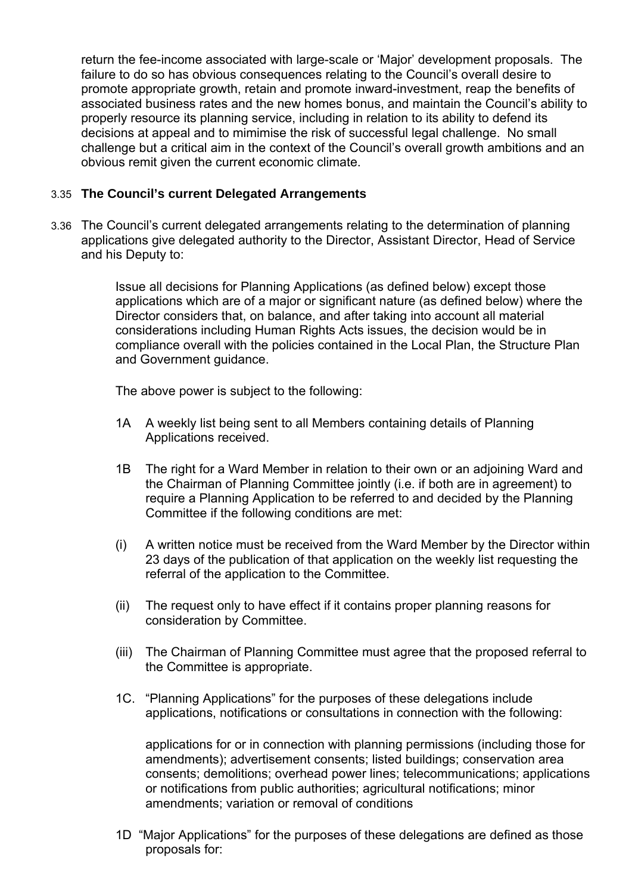return the fee-income associated with large-scale or 'Major' development proposals. The failure to do so has obvious consequences relating to the Council's overall desire to promote appropriate growth, retain and promote inward-investment, reap the benefits of associated business rates and the new homes bonus, and maintain the Council's ability to properly resource its planning service, including in relation to its ability to defend its decisions at appeal and to mimimise the risk of successful legal challenge. No small challenge but a critical aim in the context of the Council's overall growth ambitions and an obvious remit given the current economic climate.

3.35 **The Council's current Delegated Arrangements**

3.36 The Council's current delegated arrangements relating to the determination of planning applications give delegated authority to the Director, Assistant Director, Head of Service and his Deputy to:

> Issue all decisions for Planning Applications (as defined below) except those applications which are of a major or significant nature (as defined below) where the Director considers that, on balance, and after taking into account all material considerations including Human Rights Acts issues, the decision would be in compliance overall with the policies contained in the Local Plan, the Structure Plan and Government guidance.
>
> The above power is subject to the following:
>
> 1A A weekly list being sent to all Members containing details of Planning Applications received.
>
> 1B The right for a Ward Member in relation to their own or an adjoining Ward and the Chairman of Planning Committee jointly (i.e. if both are in agreement) to require a Planning Application to be referred to and decided by the Planning Committee if the following conditions are met:
>
> (i) A written notice must be received from the Ward Member by the Director within 23 days of the publication of that application on the weekly list requesting the referral of the application to the Committee.
>
> (ii) The request only to have effect if it contains proper planning reasons for consideration by Committee.
>
> (iii) The Chairman of Planning Committee must agree that the proposed referral to the Committee is appropriate.
>
> 1C. "Planning Applications" for the purposes of these delegations include applications, notifications or consultations in connection with the following:
>
> applications for or in connection with planning permissions (including those for amendments); advertisement consents; listed buildings; conservation area consents; demolitions; overhead power lines; telecommunications; applications or notifications from public authorities; agricultural notifications; minor amendments; variation or removal of conditions
>
> 1D "Major Applications" for the purposes of these delegations are defined as those proposals for: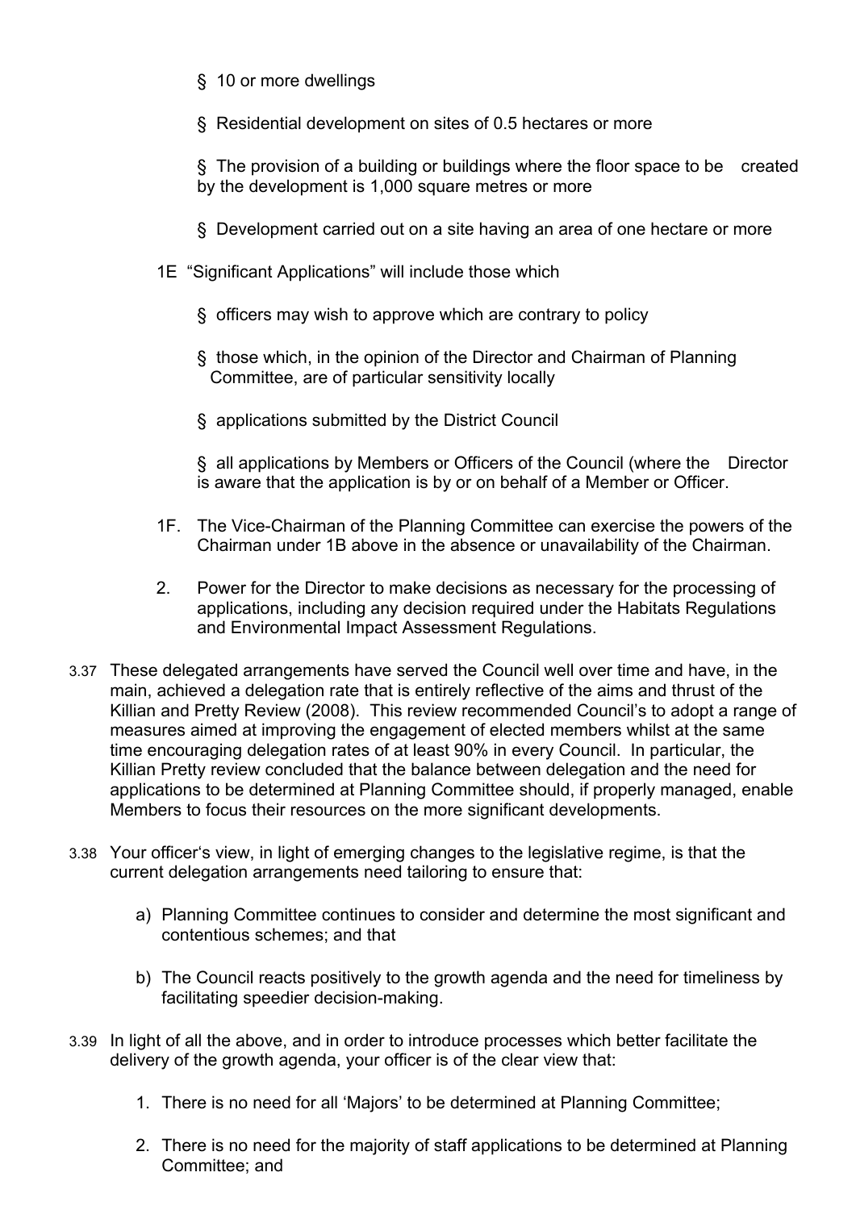- § 10 or more dwellings
- § Residential development on sites of 0.5 hectares or more
- § The provision of a building or buildings where the floor space to be created by the development is 1,000 square metres or more
- § Development carried out on a site having an area of one hectare or more

1E "Significant Applications" will include those which

- § officers may wish to approve which are contrary to policy
- § those which, in the opinion of the Director and Chairman of Planning Committee, are of particular sensitivity locally
- § applications submitted by the District Council
- § all applications by Members or Officers of the Council (where the Director is aware that the application is by or on behalf of a Member or Officer.

1F. The Vice-Chairman of the Planning Committee can exercise the powers of the Chairman under 1B above in the absence or unavailability of the Chairman.

2. Power for the Director to make decisions as necessary for the processing of applications, including any decision required under the Habitats Regulations and Environmental Impact Assessment Regulations.

3.37 These delegated arrangements have served the Council well over time and have, in the main, achieved a delegation rate that is entirely reflective of the aims and thrust of the Killian and Pretty Review (2008). This review recommended Council's to adopt a range of measures aimed at improving the engagement of elected members whilst at the same time encouraging delegation rates of at least 90% in every Council. In particular, the Killian Pretty review concluded that the balance between delegation and the need for applications to be determined at Planning Committee should, if properly managed, enable Members to focus their resources on the more significant developments.

3.38 Your officer's view, in light of emerging changes to the legislative regime, is that the current delegation arrangements need tailoring to ensure that:

a) Planning Committee continues to consider and determine the most significant and contentious schemes; and that

b) The Council reacts positively to the growth agenda and the need for timeliness by facilitating speedier decision-making.

3.39 In light of all the above, and in order to introduce processes which better facilitate the delivery of the growth agenda, your officer is of the clear view that:

1. There is no need for all 'Majors' to be determined at Planning Committee;
2. There is no need for the majority of staff applications to be determined at Planning Committee; and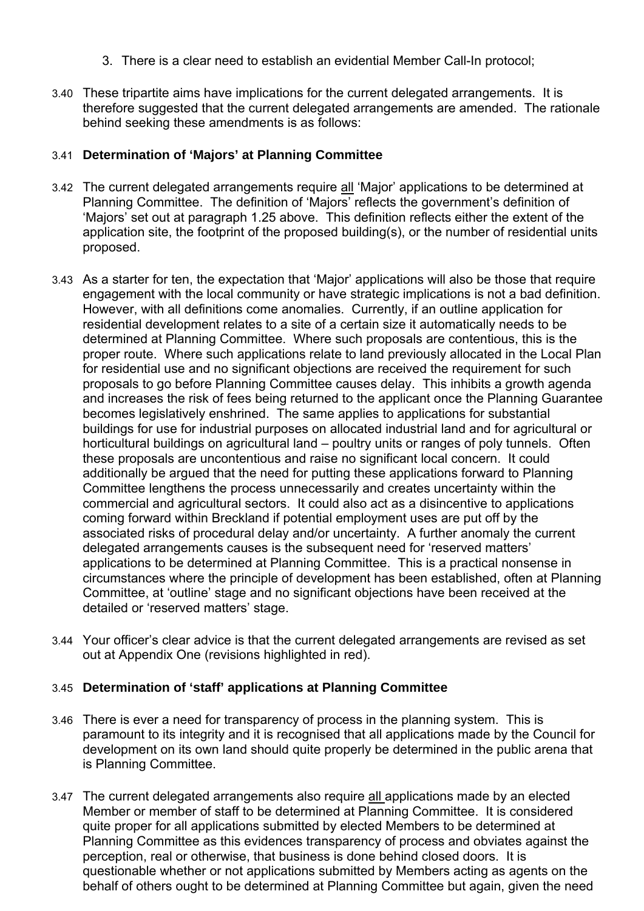3. There is a clear need to establish an evidential Member Call-In protocol;

3.40 These tripartite aims have implications for the current delegated arrangements. It is therefore suggested that the current delegated arrangements are amended. The rationale behind seeking these amendments is as follows:

3.41 **Determination of 'Majors' at Planning Committee**

3.42 The current delegated arrangements require <u>all</u> 'Major' applications to be determined at Planning Committee. The definition of 'Majors' reflects the government's definition of 'Majors' set out at paragraph 1.25 above. This definition reflects either the extent of the application site, the footprint of the proposed building(s), or the number of residential units proposed.

3.43 As a starter for ten, the expectation that 'Major' applications will also be those that require engagement with the local community or have strategic implications is not a bad definition. However, with all definitions come anomalies. Currently, if an outline application for residential development relates to a site of a certain size it automatically needs to be determined at Planning Committee. Where such proposals are contentious, this is the proper route. Where such applications relate to land previously allocated in the Local Plan for residential use and no significant objections are received the requirement for such proposals to go before Planning Committee causes delay. This inhibits a growth agenda and increases the risk of fees being returned to the applicant once the Planning Guarantee becomes legislatively enshrined. The same applies to applications for substantial buildings for use for industrial purposes on allocated industrial land and for agricultural or horticultural buildings on agricultural land – poultry units or ranges of poly tunnels. Often these proposals are uncontentious and raise no significant local concern. It could additionally be argued that the need for putting these applications forward to Planning Committee lengthens the process unnecessarily and creates uncertainty within the commercial and agricultural sectors. It could also act as a disincentive to applications coming forward within Breckland if potential employment uses are put off by the associated risks of procedural delay and/or uncertainty. A further anomaly the current delegated arrangements causes is the subsequent need for 'reserved matters' applications to be determined at Planning Committee. This is a practical nonsense in circumstances where the principle of development has been established, often at Planning Committee, at 'outline' stage and no significant objections have been received at the detailed or 'reserved matters' stage.

3.44 Your officer's clear advice is that the current delegated arrangements are revised as set out at Appendix One (revisions highlighted in red).

3.45 **Determination of 'staff' applications at Planning Committee**

3.46 There is ever a need for transparency of process in the planning system. This is paramount to its integrity and it is recognised that all applications made by the Council for development on its own land should quite properly be determined in the public arena that is Planning Committee.

3.47 The current delegated arrangements also require <u>all</u> applications made by an elected Member or member of staff to be determined at Planning Committee. It is considered quite proper for all applications submitted by elected Members to be determined at Planning Committee as this evidences transparency of process and obviates against the perception, real or otherwise, that business is done behind closed doors. It is questionable whether or not applications submitted by Members acting as agents on the behalf of others ought to be determined at Planning Committee but again, given the need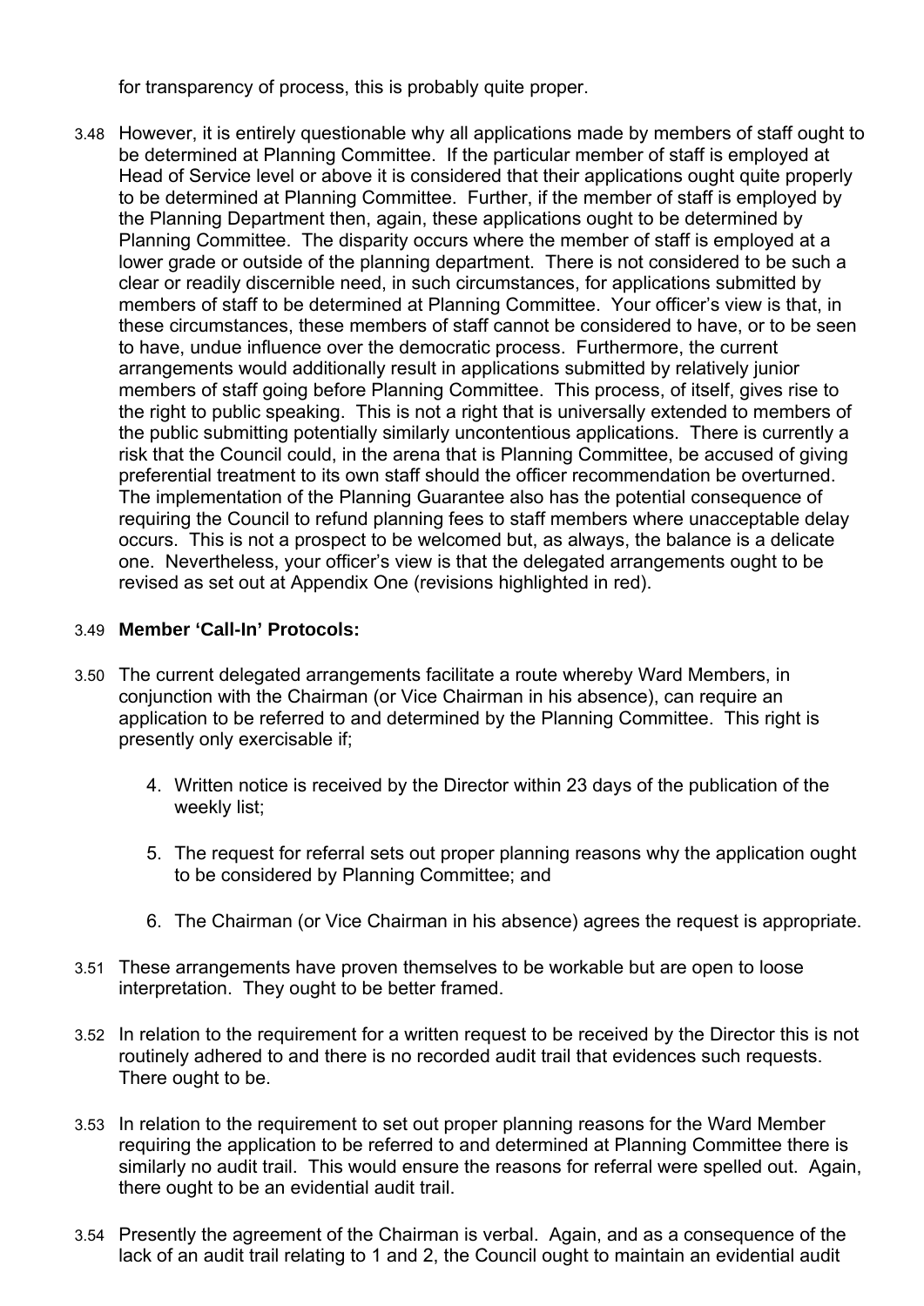for transparency of process, this is probably quite proper.

3.48 However, it is entirely questionable why all applications made by members of staff ought to be determined at Planning Committee. If the particular member of staff is employed at Head of Service level or above it is considered that their applications ought quite properly to be determined at Planning Committee. Further, if the member of staff is employed by the Planning Department then, again, these applications ought to be determined by Planning Committee. The disparity occurs where the member of staff is employed at a lower grade or outside of the planning department. There is not considered to be such a clear or readily discernible need, in such circumstances, for applications submitted by members of staff to be determined at Planning Committee. Your officer's view is that, in these circumstances, these members of staff cannot be considered to have, or to be seen to have, undue influence over the democratic process. Furthermore, the current arrangements would additionally result in applications submitted by relatively junior members of staff going before Planning Committee. This process, of itself, gives rise to the right to public speaking. This is not a right that is universally extended to members of the public submitting potentially similarly uncontentious applications. There is currently a risk that the Council could, in the arena that is Planning Committee, be accused of giving preferential treatment to its own staff should the officer recommendation be overturned. The implementation of the Planning Guarantee also has the potential consequence of requiring the Council to refund planning fees to staff members where unacceptable delay occurs. This is not a prospect to be welcomed but, as always, the balance is a delicate one. Nevertheless, your officer's view is that the delegated arrangements ought to be revised as set out at Appendix One (revisions highlighted in red).

3.49 **Member 'Call-In' Protocols:**

3.50 The current delegated arrangements facilitate a route whereby Ward Members, in conjunction with the Chairman (or Vice Chairman in his absence), can require an application to be referred to and determined by the Planning Committee. This right is presently only exercisable if;

4. Written notice is received by the Director within 23 days of the publication of the weekly list;

5. The request for referral sets out proper planning reasons why the application ought to be considered by Planning Committee; and

6. The Chairman (or Vice Chairman in his absence) agrees the request is appropriate.

3.51 These arrangements have proven themselves to be workable but are open to loose interpretation. They ought to be better framed.

3.52 In relation to the requirement for a written request to be received by the Director this is not routinely adhered to and there is no recorded audit trail that evidences such requests. There ought to be.

3.53 In relation to the requirement to set out proper planning reasons for the Ward Member requiring the application to be referred to and determined at Planning Committee there is similarly no audit trail. This would ensure the reasons for referral were spelled out. Again, there ought to be an evidential audit trail.

3.54 Presently the agreement of the Chairman is verbal. Again, and as a consequence of the lack of an audit trail relating to 1 and 2, the Council ought to maintain an evidential audit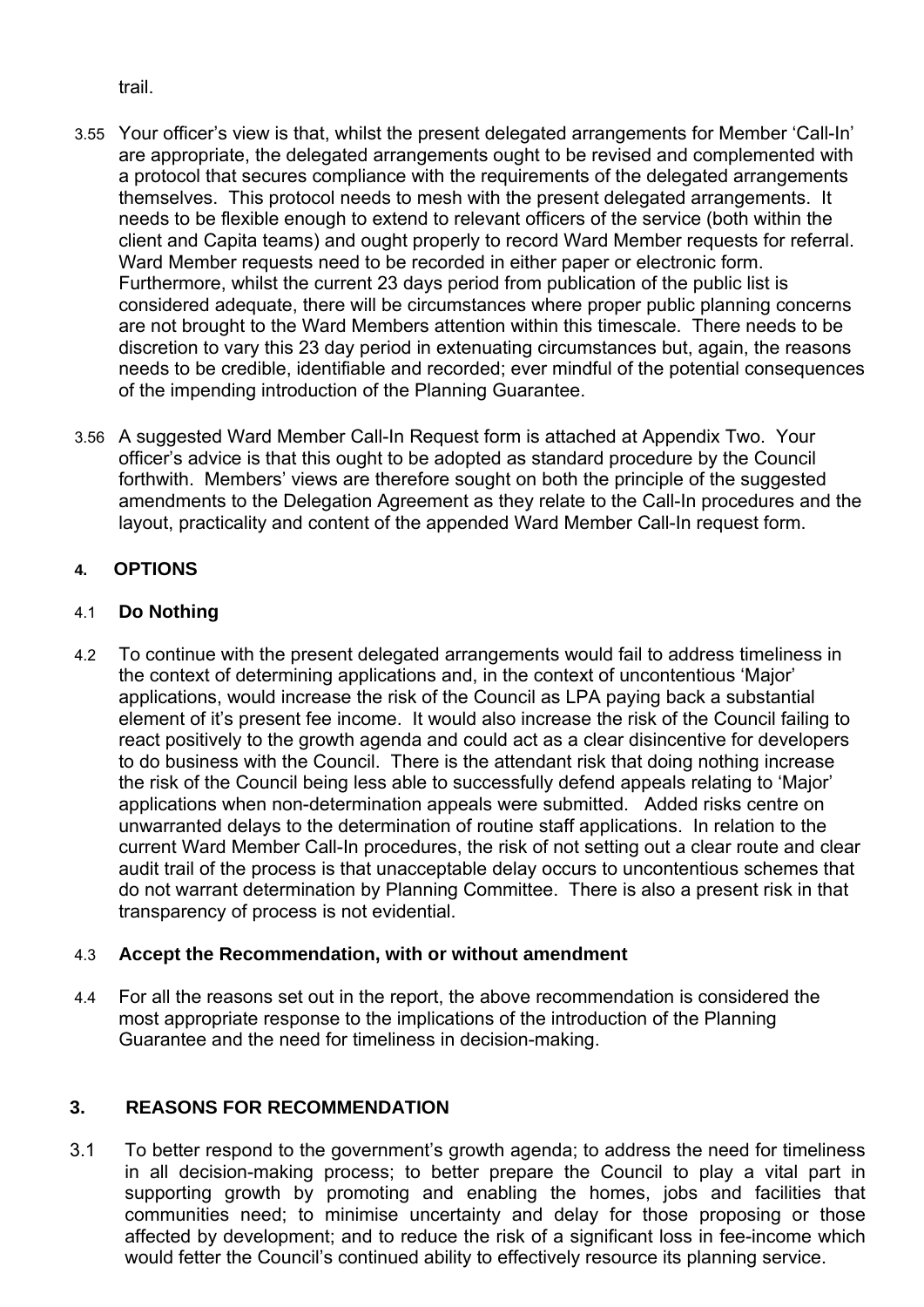trail.

3.55 Your officer's view is that, whilst the present delegated arrangements for Member 'Call-In' are appropriate, the delegated arrangements ought to be revised and complemented with a protocol that secures compliance with the requirements of the delegated arrangements themselves. This protocol needs to mesh with the present delegated arrangements. It needs to be flexible enough to extend to relevant officers of the service (both within the client and Capita teams) and ought properly to record Ward Member requests for referral. Ward Member requests need to be recorded in either paper or electronic form. Furthermore, whilst the current 23 days period from publication of the public list is considered adequate, there will be circumstances where proper public planning concerns are not brought to the Ward Members attention within this timescale. There needs to be discretion to vary this 23 day period in extenuating circumstances but, again, the reasons needs to be credible, identifiable and recorded; ever mindful of the potential consequences of the impending introduction of the Planning Guarantee.

3.56 A suggested Ward Member Call-In Request form is attached at Appendix Two. Your officer's advice is that this ought to be adopted as standard procedure by the Council forthwith. Members' views are therefore sought on both the principle of the suggested amendments to the Delegation Agreement as they relate to the Call-In procedures and the layout, practicality and content of the appended Ward Member Call-In request form.

## 4. OPTIONS

### 4.1 Do Nothing

4.2 To continue with the present delegated arrangements would fail to address timeliness in the context of determining applications and, in the context of uncontentious 'Major' applications, would increase the risk of the Council as LPA paying back a substantial element of it's present fee income. It would also increase the risk of the Council failing to react positively to the growth agenda and could act as a clear disincentive for developers to do business with the Council. There is the attendant risk that doing nothing increase the risk of the Council being less able to successfully defend appeals relating to 'Major' applications when non-determination appeals were submitted. Added risks centre on unwarranted delays to the determination of routine staff applications. In relation to the current Ward Member Call-In procedures, the risk of not setting out a clear route and clear audit trail of the process is that unacceptable delay occurs to uncontentious schemes that do not warrant determination by Planning Committee. There is also a present risk in that transparency of process is not evidential.

### 4.3 Accept the Recommendation, with or without amendment

4.4 For all the reasons set out in the report, the above recommendation is considered the most appropriate response to the implications of the introduction of the Planning Guarantee and the need for timeliness in decision-making.

## 3. REASONS FOR RECOMMENDATION

3.1 To better respond to the government's growth agenda; to address the need for timeliness in all decision-making process; to better prepare the Council to play a vital part in supporting growth by promoting and enabling the homes, jobs and facilities that communities need; to minimise uncertainty and delay for those proposing or those affected by development; and to reduce the risk of a significant loss in fee-income which would fetter the Council's continued ability to effectively resource its planning service.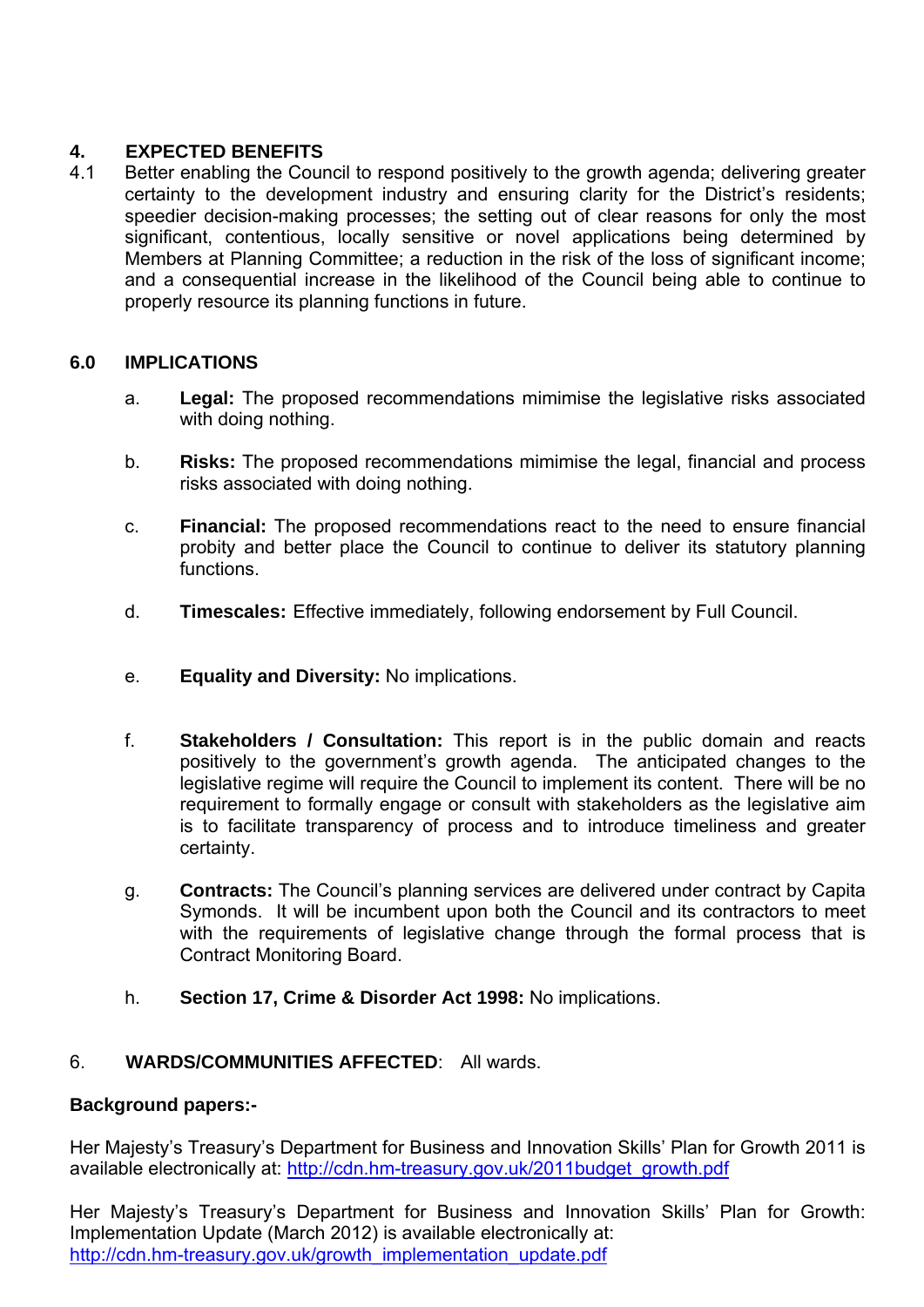## 4. EXPECTED BENEFITS

4.1 Better enabling the Council to respond positively to the growth agenda; delivering greater certainty to the development industry and ensuring clarity for the District's residents; speedier decision-making processes; the setting out of clear reasons for only the most significant, contentious, locally sensitive or novel applications being determined by Members at Planning Committee; a reduction in the risk of the loss of significant income; and a consequential increase in the likelihood of the Council being able to continue to properly resource its planning functions in future.

## 6.0 IMPLICATIONS

a. **Legal:** The proposed recommendations mimimise the legislative risks associated with doing nothing.

b. **Risks:** The proposed recommendations mimimise the legal, financial and process risks associated with doing nothing.

c. **Financial:** The proposed recommendations react to the need to ensure financial probity and better place the Council to continue to deliver its statutory planning functions.

d. **Timescales:** Effective immediately, following endorsement by Full Council.

e. **Equality and Diversity:** No implications.

f. **Stakeholders / Consultation:** This report is in the public domain and reacts positively to the government's growth agenda. The anticipated changes to the legislative regime will require the Council to implement its content. There will be no requirement to formally engage or consult with stakeholders as the legislative aim is to facilitate transparency of process and to introduce timeliness and greater certainty.

g. **Contracts:** The Council's planning services are delivered under contract by Capita Symonds. It will be incumbent upon both the Council and its contractors to meet with the requirements of legislative change through the formal process that is Contract Monitoring Board.

h. **Section 17, Crime & Disorder Act 1998:** No implications.

## 6. WARDS/COMMUNITIES AFFECTED: All wards.

**Background papers:-**

Her Majesty's Treasury's Department for Business and Innovation Skills' Plan for Growth 2011 is available electronically at: http://cdn.hm-treasury.gov.uk/2011budget_growth.pdf

Her Majesty's Treasury's Department for Business and Innovation Skills' Plan for Growth: Implementation Update (March 2012) is available electronically at: http://cdn.hm-treasury.gov.uk/growth_implementation_update.pdf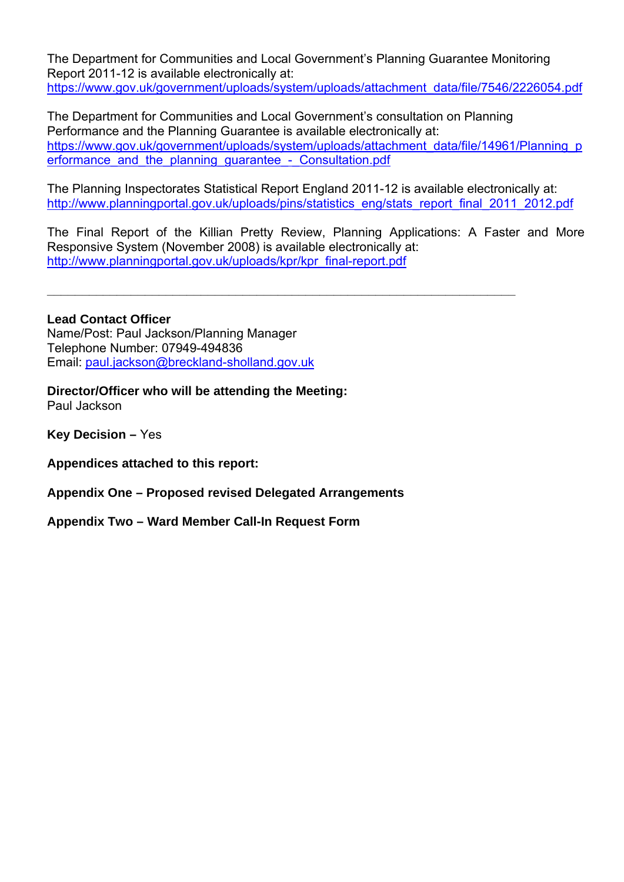The Department for Communities and Local Government's Planning Guarantee Monitoring Report 2011-12 is available electronically at:
https://www.gov.uk/government/uploads/system/uploads/attachment_data/file/7546/2226054.pdf

The Department for Communities and Local Government's consultation on Planning Performance and the Planning Guarantee is available electronically at:
https://www.gov.uk/government/uploads/system/uploads/attachment_data/file/14961/Planning_performance_and_the_planning_guarantee_-_Consultation.pdf

The Planning Inspectorates Statistical Report England 2011-12 is available electronically at:
http://www.planningportal.gov.uk/uploads/pins/statistics_eng/stats_report_final_2011_2012.pdf

The Final Report of the Killian Pretty Review, Planning Applications: A Faster and More Responsive System (November 2008) is available electronically at:
http://www.planningportal.gov.uk/uploads/kpr/kpr_final-report.pdf

---

**Lead Contact Officer**
Name/Post: Paul Jackson/Planning Manager
Telephone Number: 07949-494836
Email: paul.jackson@breckland-sholland.gov.uk

**Director/Officer who will be attending the Meeting:**
Paul Jackson

**Key Decision –** Yes

**Appendices attached to this report:**

**Appendix One – Proposed revised Delegated Arrangements**

**Appendix Two – Ward Member Call-In Request Form**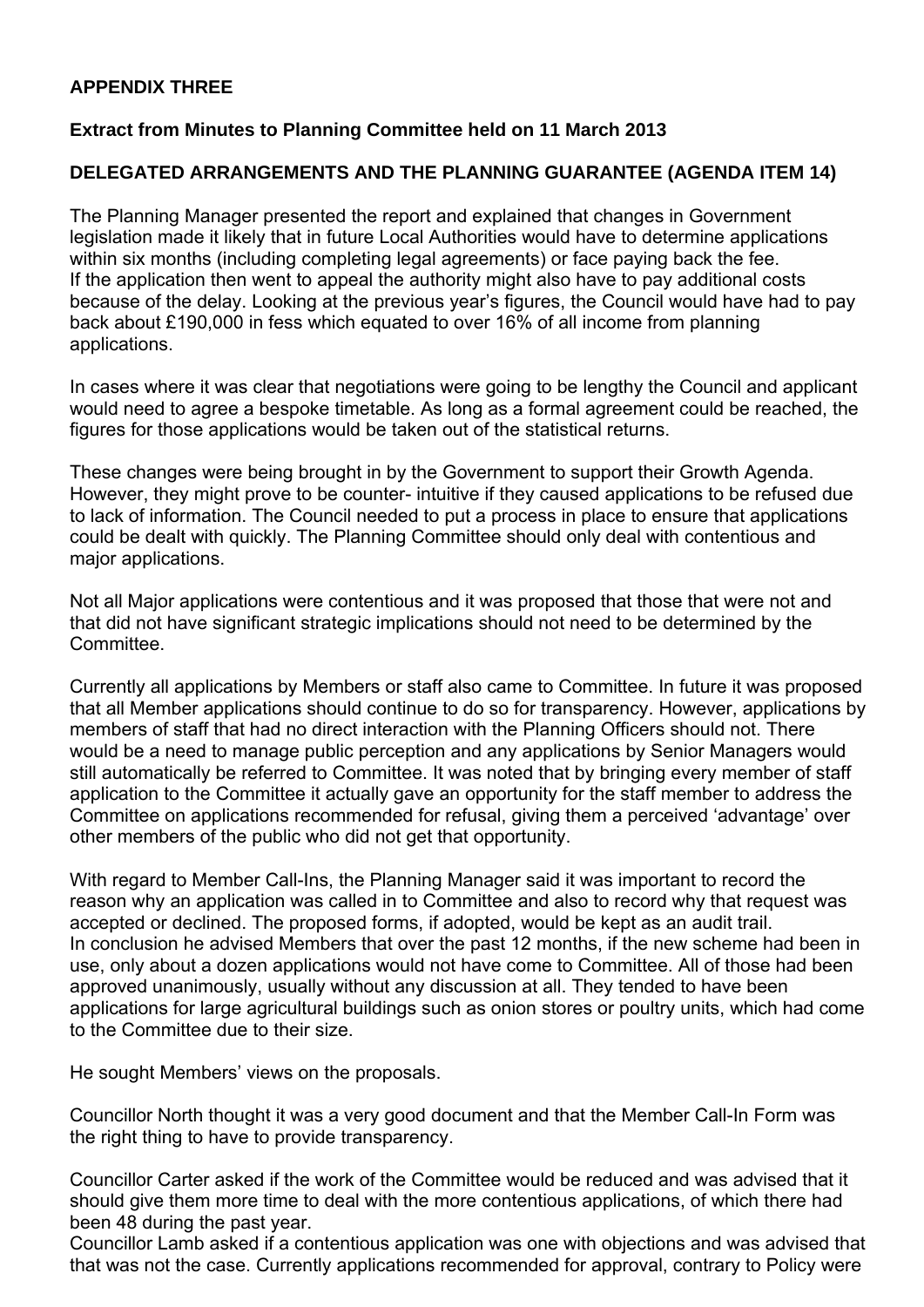**APPENDIX THREE**

**Extract from Minutes to Planning Committee held on 11 March 2013**

**DELEGATED ARRANGEMENTS AND THE PLANNING GUARANTEE (AGENDA ITEM 14)**

The Planning Manager presented the report and explained that changes in Government legislation made it likely that in future Local Authorities would have to determine applications within six months (including completing legal agreements) or face paying back the fee. If the application then went to appeal the authority might also have to pay additional costs because of the delay. Looking at the previous year's figures, the Council would have had to pay back about £190,000 in fess which equated to over 16% of all income from planning applications.

In cases where it was clear that negotiations were going to be lengthy the Council and applicant would need to agree a bespoke timetable. As long as a formal agreement could be reached, the figures for those applications would be taken out of the statistical returns.

These changes were being brought in by the Government to support their Growth Agenda. However, they might prove to be counter- intuitive if they caused applications to be refused due to lack of information. The Council needed to put a process in place to ensure that applications could be dealt with quickly. The Planning Committee should only deal with contentious and major applications.

Not all Major applications were contentious and it was proposed that those that were not and that did not have significant strategic implications should not need to be determined by the Committee.

Currently all applications by Members or staff also came to Committee. In future it was proposed that all Member applications should continue to do so for transparency. However, applications by members of staff that had no direct interaction with the Planning Officers should not. There would be a need to manage public perception and any applications by Senior Managers would still automatically be referred to Committee. It was noted that by bringing every member of staff application to the Committee it actually gave an opportunity for the staff member to address the Committee on applications recommended for refusal, giving them a perceived 'advantage' over other members of the public who did not get that opportunity.

With regard to Member Call-Ins, the Planning Manager said it was important to record the reason why an application was called in to Committee and also to record why that request was accepted or declined. The proposed forms, if adopted, would be kept as an audit trail. In conclusion he advised Members that over the past 12 months, if the new scheme had been in use, only about a dozen applications would not have come to Committee. All of those had been approved unanimously, usually without any discussion at all. They tended to have been applications for large agricultural buildings such as onion stores or poultry units, which had come to the Committee due to their size.

He sought Members' views on the proposals.

Councillor North thought it was a very good document and that the Member Call-In Form was the right thing to have to provide transparency.

Councillor Carter asked if the work of the Committee would be reduced and was advised that it should give them more time to deal with the more contentious applications, of which there had been 48 during the past year.

Councillor Lamb asked if a contentious application was one with objections and was advised that that was not the case. Currently applications recommended for approval, contrary to Policy were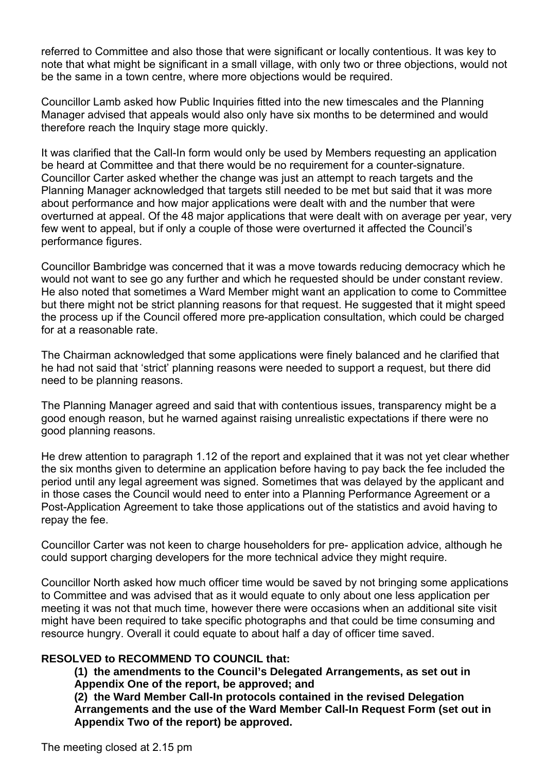referred to Committee and also those that were significant or locally contentious. It was key to note that what might be significant in a small village, with only two or three objections, would not be the same in a town centre, where more objections would be required.

Councillor Lamb asked how Public Inquiries fitted into the new timescales and the Planning Manager advised that appeals would also only have six months to be determined and would therefore reach the Inquiry stage more quickly.

It was clarified that the Call-In form would only be used by Members requesting an application be heard at Committee and that there would be no requirement for a counter-signature. Councillor Carter asked whether the change was just an attempt to reach targets and the Planning Manager acknowledged that targets still needed to be met but said that it was more about performance and how major applications were dealt with and the number that were overturned at appeal. Of the 48 major applications that were dealt with on average per year, very few went to appeal, but if only a couple of those were overturned it affected the Council's performance figures.

Councillor Bambridge was concerned that it was a move towards reducing democracy which he would not want to see go any further and which he requested should be under constant review. He also noted that sometimes a Ward Member might want an application to come to Committee but there might not be strict planning reasons for that request. He suggested that it might speed the process up if the Council offered more pre-application consultation, which could be charged for at a reasonable rate.

The Chairman acknowledged that some applications were finely balanced and he clarified that he had not said that 'strict' planning reasons were needed to support a request, but there did need to be planning reasons.

The Planning Manager agreed and said that with contentious issues, transparency might be a good enough reason, but he warned against raising unrealistic expectations if there were no good planning reasons.

He drew attention to paragraph 1.12 of the report and explained that it was not yet clear whether the six months given to determine an application before having to pay back the fee included the period until any legal agreement was signed. Sometimes that was delayed by the applicant and in those cases the Council would need to enter into a Planning Performance Agreement or a Post-Application Agreement to take those applications out of the statistics and avoid having to repay the fee.

Councillor Carter was not keen to charge householders for pre- application advice, although he could support charging developers for the more technical advice they might require.

Councillor North asked how much officer time would be saved by not bringing some applications to Committee and was advised that as it would equate to only about one less application per meeting it was not that much time, however there were occasions when an additional site visit might have been required to take specific photographs and that could be time consuming and resource hungry. Overall it could equate to about half a day of officer time saved.

**RESOLVED to RECOMMEND TO COUNCIL that:**

**(1) the amendments to the Council's Delegated Arrangements, as set out in Appendix One of the report, be approved; and**

**(2) the Ward Member Call-In protocols contained in the revised Delegation Arrangements and the use of the Ward Member Call-In Request Form (set out in Appendix Two of the report) be approved.**

The meeting closed at 2.15 pm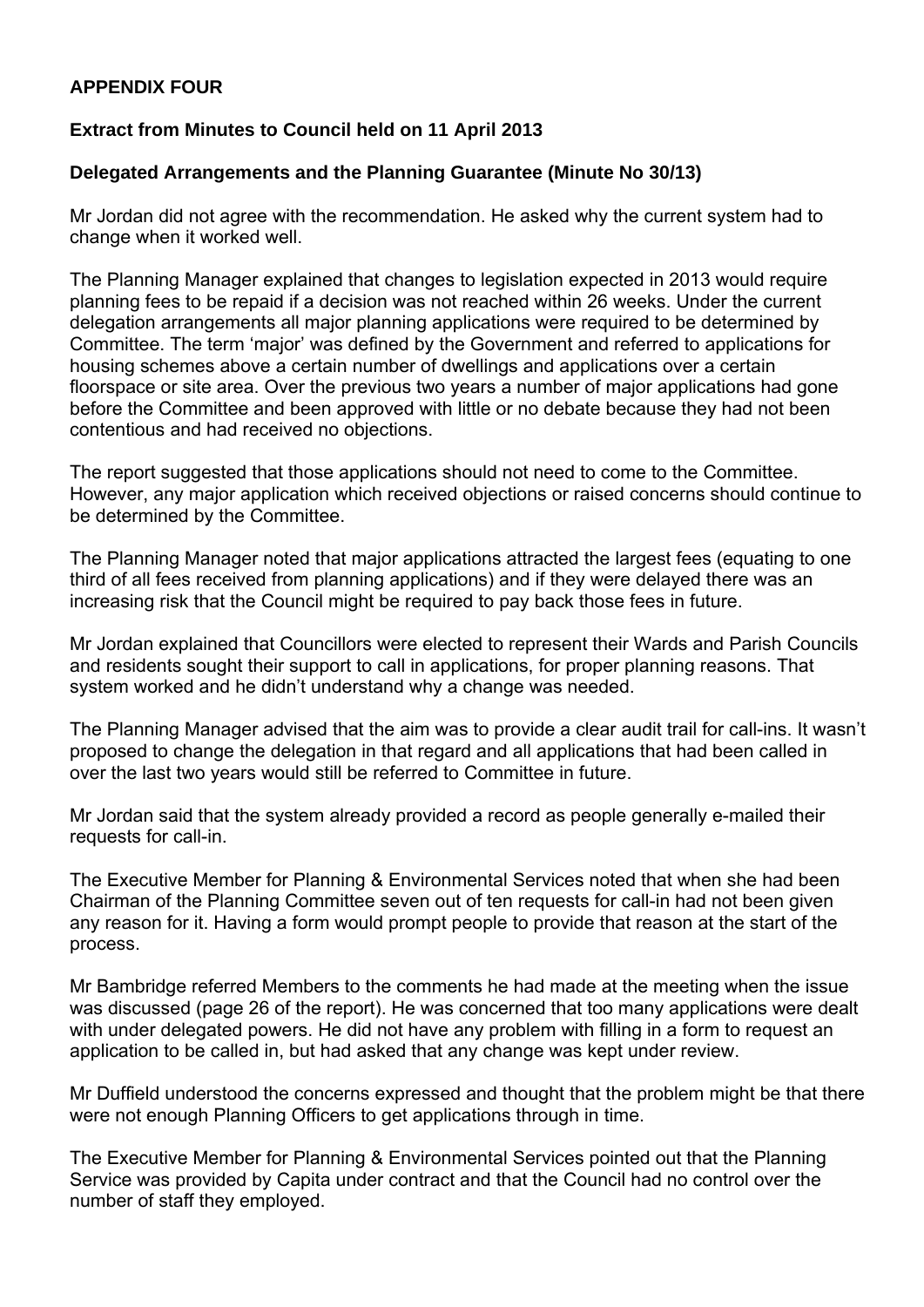**APPENDIX FOUR**

**Extract from Minutes to Council held on 11 April 2013**

**Delegated Arrangements and the Planning Guarantee (Minute No 30/13)**

Mr Jordan did not agree with the recommendation. He asked why the current system had to change when it worked well.

The Planning Manager explained that changes to legislation expected in 2013 would require planning fees to be repaid if a decision was not reached within 26 weeks. Under the current delegation arrangements all major planning applications were required to be determined by Committee. The term 'major' was defined by the Government and referred to applications for housing schemes above a certain number of dwellings and applications over a certain floorspace or site area. Over the previous two years a number of major applications had gone before the Committee and been approved with little or no debate because they had not been contentious and had received no objections.

The report suggested that those applications should not need to come to the Committee. However, any major application which received objections or raised concerns should continue to be determined by the Committee.

The Planning Manager noted that major applications attracted the largest fees (equating to one third of all fees received from planning applications) and if they were delayed there was an increasing risk that the Council might be required to pay back those fees in future.

Mr Jordan explained that Councillors were elected to represent their Wards and Parish Councils and residents sought their support to call in applications, for proper planning reasons. That system worked and he didn't understand why a change was needed.

The Planning Manager advised that the aim was to provide a clear audit trail for call-ins. It wasn't proposed to change the delegation in that regard and all applications that had been called in over the last two years would still be referred to Committee in future.

Mr Jordan said that the system already provided a record as people generally e-mailed their requests for call-in.

The Executive Member for Planning & Environmental Services noted that when she had been Chairman of the Planning Committee seven out of ten requests for call-in had not been given any reason for it. Having a form would prompt people to provide that reason at the start of the process.

Mr Bambridge referred Members to the comments he had made at the meeting when the issue was discussed (page 26 of the report). He was concerned that too many applications were dealt with under delegated powers. He did not have any problem with filling in a form to request an application to be called in, but had asked that any change was kept under review.

Mr Duffield understood the concerns expressed and thought that the problem might be that there were not enough Planning Officers to get applications through in time.

The Executive Member for Planning & Environmental Services pointed out that the Planning Service was provided by Capita under contract and that the Council had no control over the number of staff they employed.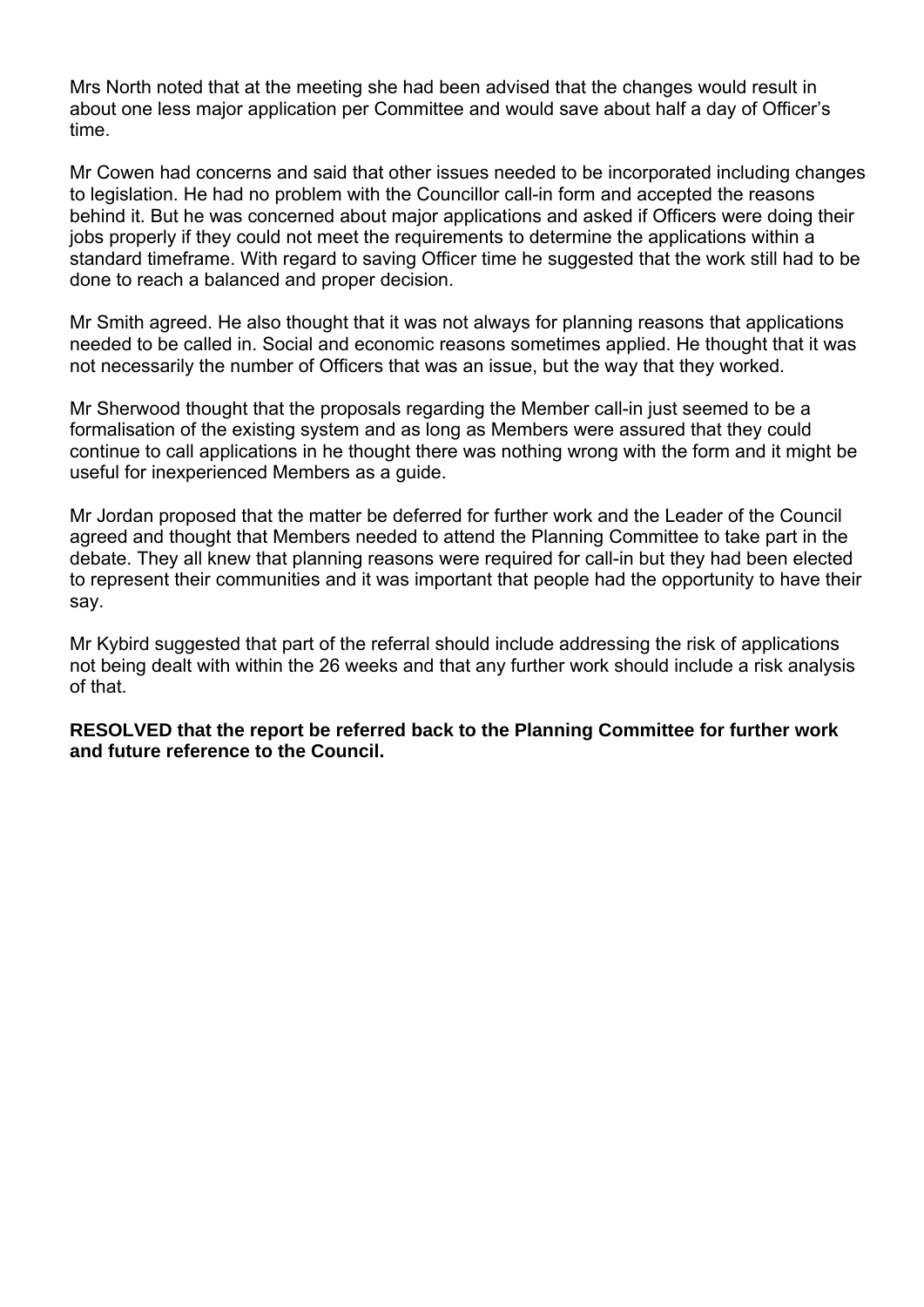Mrs North noted that at the meeting she had been advised that the changes would result in about one less major application per Committee and would save about half a day of Officer's time.

Mr Cowen had concerns and said that other issues needed to be incorporated including changes to legislation. He had no problem with the Councillor call-in form and accepted the reasons behind it. But he was concerned about major applications and asked if Officers were doing their jobs properly if they could not meet the requirements to determine the applications within a standard timeframe. With regard to saving Officer time he suggested that the work still had to be done to reach a balanced and proper decision.

Mr Smith agreed. He also thought that it was not always for planning reasons that applications needed to be called in. Social and economic reasons sometimes applied. He thought that it was not necessarily the number of Officers that was an issue, but the way that they worked.

Mr Sherwood thought that the proposals regarding the Member call-in just seemed to be a formalisation of the existing system and as long as Members were assured that they could continue to call applications in he thought there was nothing wrong with the form and it might be useful for inexperienced Members as a guide.

Mr Jordan proposed that the matter be deferred for further work and the Leader of the Council agreed and thought that Members needed to attend the Planning Committee to take part in the debate. They all knew that planning reasons were required for call-in but they had been elected to represent their communities and it was important that people had the opportunity to have their say.

Mr Kybird suggested that part of the referral should include addressing the risk of applications not being dealt with within the 26 weeks and that any further work should include a risk analysis of that.

**RESOLVED that the report be referred back to the Planning Committee for further work and future reference to the Council.**